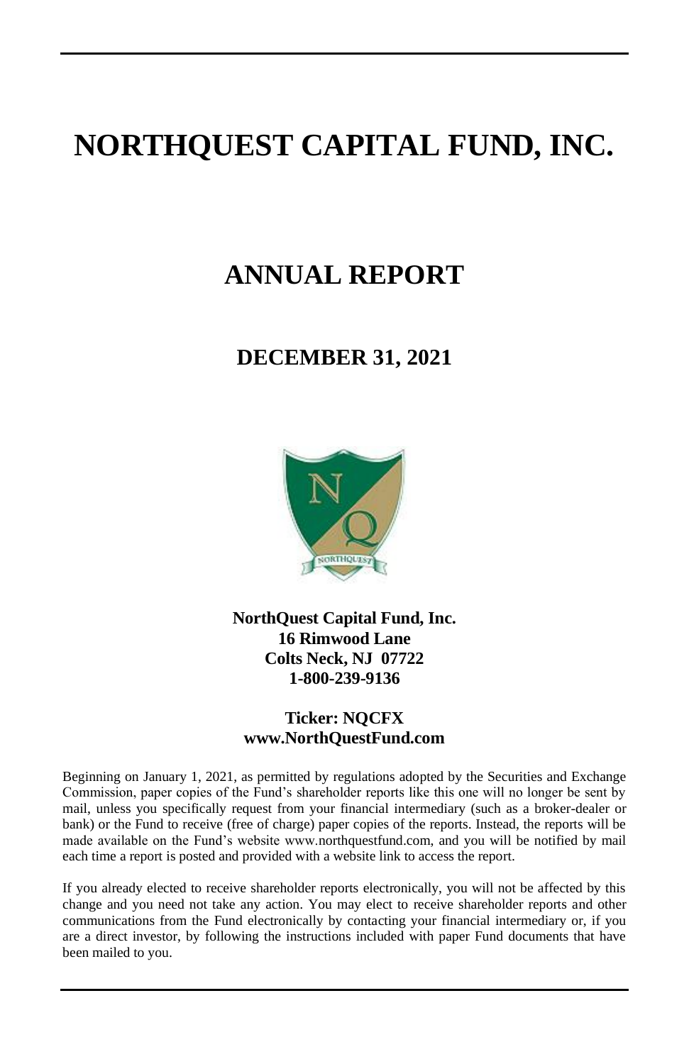# NORTHQUEST CAPITAL FUND, INC.

## ANNUAL REPORT

### DECEMBER 31, 2021

**NorthQuest Capital Fund, Inc.**
**16 Rimwood Lane**
**Colts Neck, NJ 07722**
**1-800-239-9136**

**Ticker: NQCFX**
**www.NorthQuestFund.com**

Beginning on January 1, 2021, as permitted by regulations adopted by the Securities and Exchange Commission, paper copies of the Fund's shareholder reports like this one will no longer be sent by mail, unless you specifically request from your financial intermediary (such as a broker-dealer or bank) or the Fund to receive (free of charge) paper copies of the reports. Instead, the reports will be made available on the Fund's website www.northquestfund.com, and you will be notified by mail each time a report is posted and provided with a website link to access the report.

If you already elected to receive shareholder reports electronically, you will not be affected by this change and you need not take any action. You may elect to receive shareholder reports and other communications from the Fund electronically by contacting your financial intermediary or, if you are a direct investor, by following the instructions included with paper Fund documents that have been mailed to you.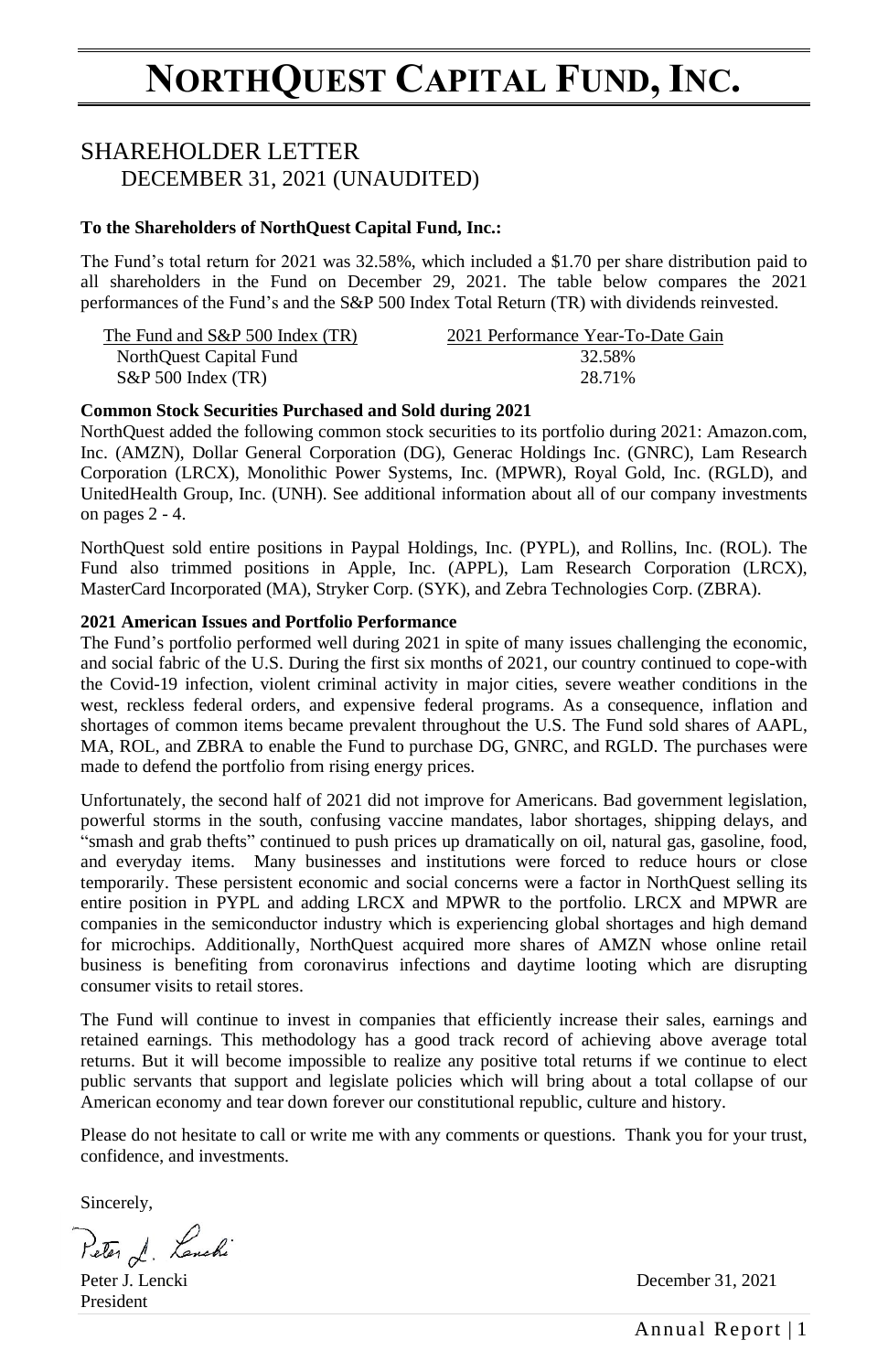# NORTHQUEST CAPITAL FUND, INC.

## SHAREHOLDER LETTER
DECEMBER 31, 2021 (UNAUDITED)

**To the Shareholders of NorthQuest Capital Fund, Inc.:**

The Fund's total return for 2021 was 32.58%, which included a $1.70 per share distribution paid to all shareholders in the Fund on December 29, 2021. The table below compares the 2021 performances of the Fund's and the S&P 500 Index Total Return (TR) with dividends reinvested.

| The Fund and S&P 500 Index (TR) | 2021 Performance Year-To-Date Gain |
| --- | --- |
| NorthQuest Capital Fund | 32.58% |
| S&P 500 Index (TR) | 28.71% |

**Common Stock Securities Purchased and Sold during 2021**

NorthQuest added the following common stock securities to its portfolio during 2021: Amazon.com, Inc. (AMZN), Dollar General Corporation (DG), Generac Holdings Inc. (GNRC), Lam Research Corporation (LRCX), Monolithic Power Systems, Inc. (MPWR), Royal Gold, Inc. (RGLD), and UnitedHealth Group, Inc. (UNH). See additional information about all of our company investments on pages 2 - 4.

NorthQuest sold entire positions in Paypal Holdings, Inc. (PYPL), and Rollins, Inc. (ROL). The Fund also trimmed positions in Apple, Inc. (APPL), Lam Research Corporation (LRCX), MasterCard Incorporated (MA), Stryker Corp. (SYK), and Zebra Technologies Corp. (ZBRA).

**2021 American Issues and Portfolio Performance**

The Fund's portfolio performed well during 2021 in spite of many issues challenging the economic, and social fabric of the U.S. During the first six months of 2021, our country continued to cope-with the Covid-19 infection, violent criminal activity in major cities, severe weather conditions in the west, reckless federal orders, and expensive federal programs. As a consequence, inflation and shortages of common items became prevalent throughout the U.S. The Fund sold shares of AAPL, MA, ROL, and ZBRA to enable the Fund to purchase DG, GNRC, and RGLD. The purchases were made to defend the portfolio from rising energy prices.

Unfortunately, the second half of 2021 did not improve for Americans. Bad government legislation, powerful storms in the south, confusing vaccine mandates, labor shortages, shipping delays, and "smash and grab thefts" continued to push prices up dramatically on oil, natural gas, gasoline, food, and everyday items. Many businesses and institutions were forced to reduce hours or close temporarily. These persistent economic and social concerns were a factor in NorthQuest selling its entire position in PYPL and adding LRCX and MPWR to the portfolio. LRCX and MPWR are companies in the semiconductor industry which is experiencing global shortages and high demand for microchips. Additionally, NorthQuest acquired more shares of AMZN whose online retail business is benefiting from coronavirus infections and daytime looting which are disrupting consumer visits to retail stores.

The Fund will continue to invest in companies that efficiently increase their sales, earnings and retained earnings. This methodology has a good track record of achieving above average total returns. But it will become impossible to realize any positive total returns if we continue to elect public servants that support and legislate policies which will bring about a total collapse of our American economy and tear down forever our constitutional republic, culture and history.

Please do not hesitate to call or write me with any comments or questions. Thank you for your trust, confidence, and investments.

Sincerely,

Peter J. Lencki
President

December 31, 2021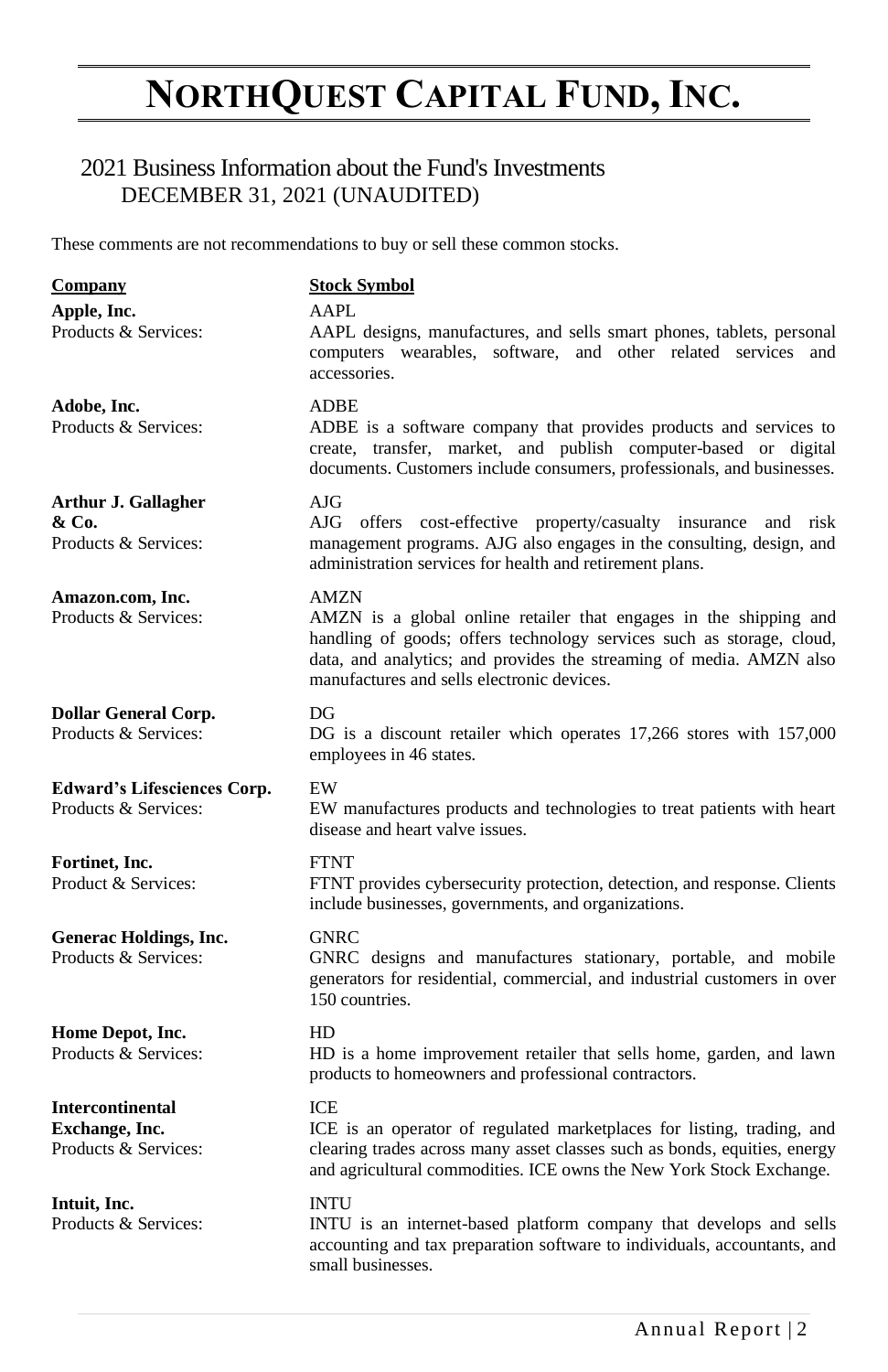# NORTHQUEST CAPITAL FUND, INC.

## 2021 Business Information about the Fund's Investments

### DECEMBER 31, 2021 (UNAUDITED)

These comments are not recommendations to buy or sell these common stocks.

| Company | Stock Symbol |
|---|---|
| **Apple, Inc.**<br>Products & Services: | AAPL<br>AAPL designs, manufactures, and sells smart phones, tablets, personal computers wearables, software, and other related services and accessories. |
| **Adobe, Inc.**<br>Products & Services: | ADBE<br>ADBE is a software company that provides products and services to create, transfer, market, and publish computer-based or digital documents. Customers include consumers, professionals, and businesses. |
| **Arthur J. Gallagher & Co.**<br>Products & Services: | AJG<br>AJG offers cost-effective property/casualty insurance and risk management programs. AJG also engages in the consulting, design, and administration services for health and retirement plans. |
| **Amazon.com, Inc.**<br>Products & Services: | AMZN<br>AMZN is a global online retailer that engages in the shipping and handling of goods; offers technology services such as storage, cloud, data, and analytics; and provides the streaming of media. AMZN also manufactures and sells electronic devices. |
| **Dollar General Corp.**<br>Products & Services: | DG<br>DG is a discount retailer which operates 17,266 stores with 157,000 employees in 46 states. |
| **Edward's Lifesciences Corp.**<br>Products & Services: | EW<br>EW manufactures products and technologies to treat patients with heart disease and heart valve issues. |
| **Fortinet, Inc.**<br>Product & Services: | FTNT<br>FTNT provides cybersecurity protection, detection, and response. Clients include businesses, governments, and organizations. |
| **Generac Holdings, Inc.**<br>Products & Services: | GNRC<br>GNRC designs and manufactures stationary, portable, and mobile generators for residential, commercial, and industrial customers in over 150 countries. |
| **Home Depot, Inc.**<br>Products & Services: | HD<br>HD is a home improvement retailer that sells home, garden, and lawn products to homeowners and professional contractors. |
| **Intercontinental Exchange, Inc.**<br>Products & Services: | ICE<br>ICE is an operator of regulated marketplaces for listing, trading, and clearing trades across many asset classes such as bonds, equities, energy and agricultural commodities. ICE owns the New York Stock Exchange. |
| **Intuit, Inc.**<br>Products & Services: | INTU<br>INTU is an internet-based platform company that develops and sells accounting and tax preparation software to individuals, accountants, and small businesses. |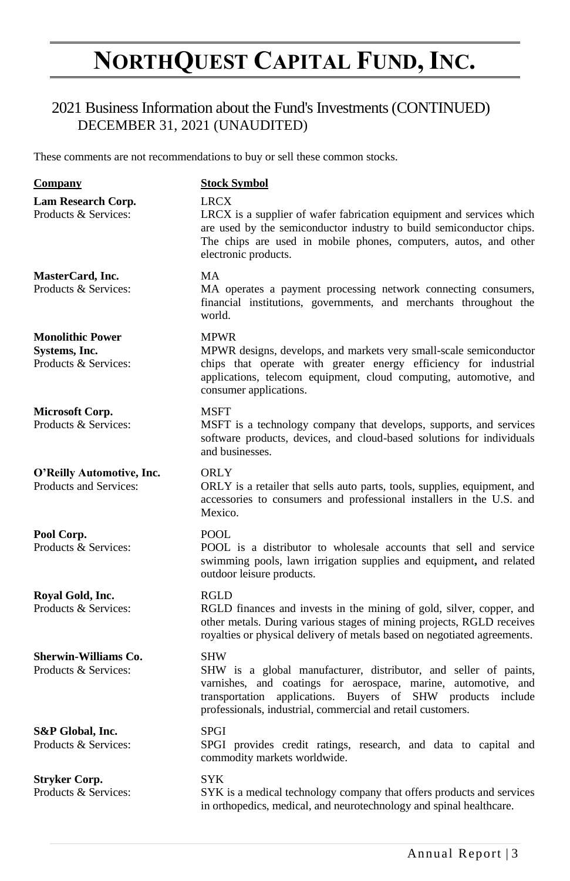# NORTHQUEST CAPITAL FUND, INC.

## 2021 Business Information about the Fund's Investments (CONTINUED)
DECEMBER 31, 2021 (UNAUDITED)

These comments are not recommendations to buy or sell these common stocks.

| Company | Stock Symbol |
|---|---|
| **Lam Research Corp.**<br>Products & Services: | LRCX<br>LRCX is a supplier of wafer fabrication equipment and services which are used by the semiconductor industry to build semiconductor chips. The chips are used in mobile phones, computers, autos, and other electronic products. |
| **MasterCard, Inc.**<br>Products & Services: | MA<br>MA operates a payment processing network connecting consumers, financial institutions, governments, and merchants throughout the world. |
| **Monolithic Power Systems, Inc.**<br>Products & Services: | MPWR<br>MPWR designs, develops, and markets very small-scale semiconductor chips that operate with greater energy efficiency for industrial applications, telecom equipment, cloud computing, automotive, and consumer applications. |
| **Microsoft Corp.**<br>Products & Services: | MSFT<br>MSFT is a technology company that develops, supports, and services software products, devices, and cloud-based solutions for individuals and businesses. |
| **O'Reilly Automotive, Inc.**<br>Products and Services: | ORLY<br>ORLY is a retailer that sells auto parts, tools, supplies, equipment, and accessories to consumers and professional installers in the U.S. and Mexico. |
| **Pool Corp.**<br>Products & Services: | POOL<br>POOL is a distributor to wholesale accounts that sell and service swimming pools, lawn irrigation supplies and equipment, and related outdoor leisure products. |
| **Royal Gold, Inc.**<br>Products & Services: | RGLD<br>RGLD finances and invests in the mining of gold, silver, copper, and other metals. During various stages of mining projects, RGLD receives royalties or physical delivery of metals based on negotiated agreements. |
| **Sherwin-Williams Co.**<br>Products & Services: | SHW<br>SHW is a global manufacturer, distributor, and seller of paints, varnishes, and coatings for aerospace, marine, automotive, and transportation applications. Buyers of SHW products include professionals, industrial, commercial and retail customers. |
| **S&P Global, Inc.**<br>Products & Services: | SPGI<br>SPGI provides credit ratings, research, and data to capital and commodity markets worldwide. |
| **Stryker Corp.**<br>Products & Services: | SYK<br>SYK is a medical technology company that offers products and services in orthopedics, medical, and neurotechnology and spinal healthcare. |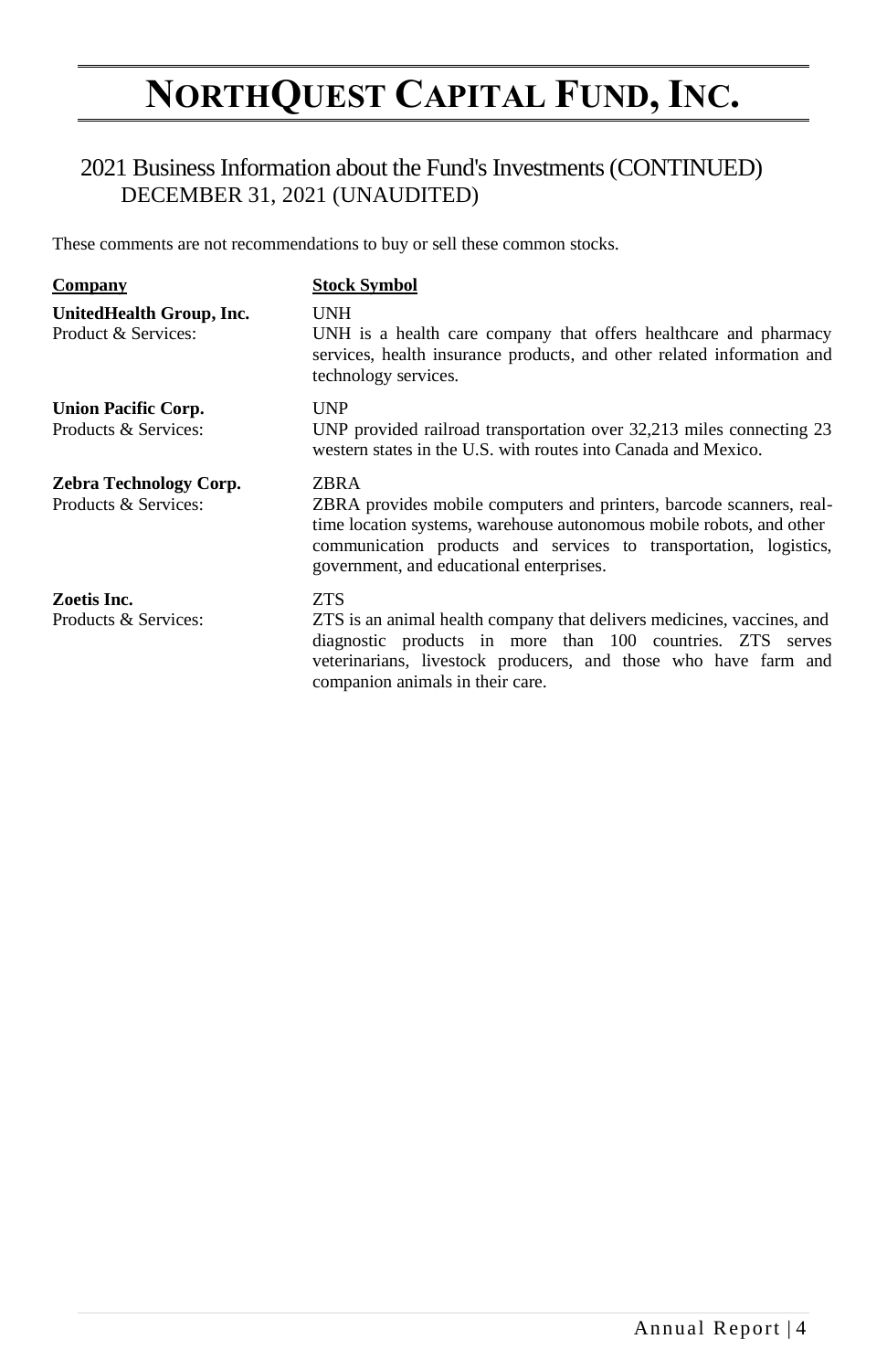# NORTHQUEST CAPITAL FUND, INC.

## 2021 Business Information about the Fund's Investments (CONTINUED)
DECEMBER 31, 2021 (UNAUDITED)

These comments are not recommendations to buy or sell these common stocks.

| Company | Stock Symbol |
|---|---|
| **UnitedHealth Group, Inc.** | UNH |
| Product & Services: | UNH is a health care company that offers healthcare and pharmacy services, health insurance products, and other related information and technology services. |
| **Union Pacific Corp.** | UNP |
| Products & Services: | UNP provided railroad transportation over 32,213 miles connecting 23 western states in the U.S. with routes into Canada and Mexico. |
| **Zebra Technology Corp.** | ZBRA |
| Products & Services: | ZBRA provides mobile computers and printers, barcode scanners, real-time location systems, warehouse autonomous mobile robots, and other communication products and services to transportation, logistics, government, and educational enterprises. |
| **Zoetis Inc.** | ZTS |
| Products & Services: | ZTS is an animal health company that delivers medicines, vaccines, and diagnostic products in more than 100 countries. ZTS serves veterinarians, livestock producers, and those who have farm and companion animals in their care. |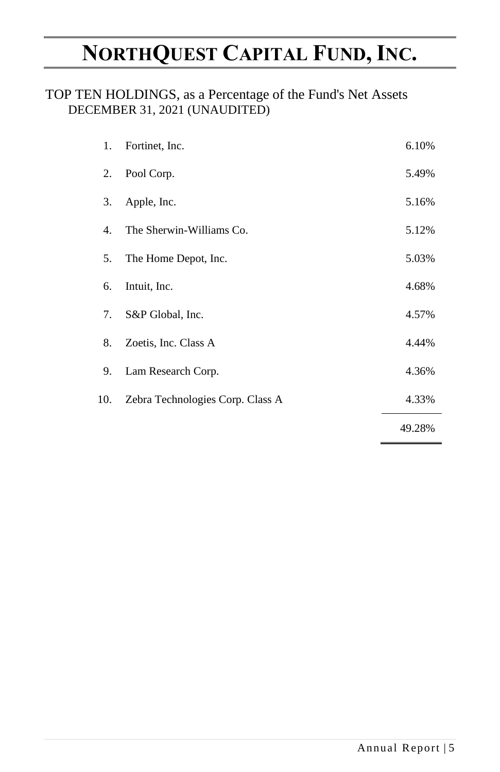# NORTHQUEST CAPITAL FUND, INC.

TOP TEN HOLDINGS, as a Percentage of the Fund's Net Assets
DECEMBER 31, 2021 (UNAUDITED)

| | | |
|---|---|---|
| 1. | Fortinet, Inc. | 6.10% |
| 2. | Pool Corp. | 5.49% |
| 3. | Apple, Inc. | 5.16% |
| 4. | The Sherwin-Williams Co. | 5.12% |
| 5. | The Home Depot, Inc. | 5.03% |
| 6. | Intuit, Inc. | 4.68% |
| 7. | S&P Global, Inc. | 4.57% |
| 8. | Zoetis, Inc. Class A | 4.44% |
| 9. | Lam Research Corp. | 4.36% |
| 10. | Zebra Technologies Corp. Class A | 4.33% |
| | | 49.28% |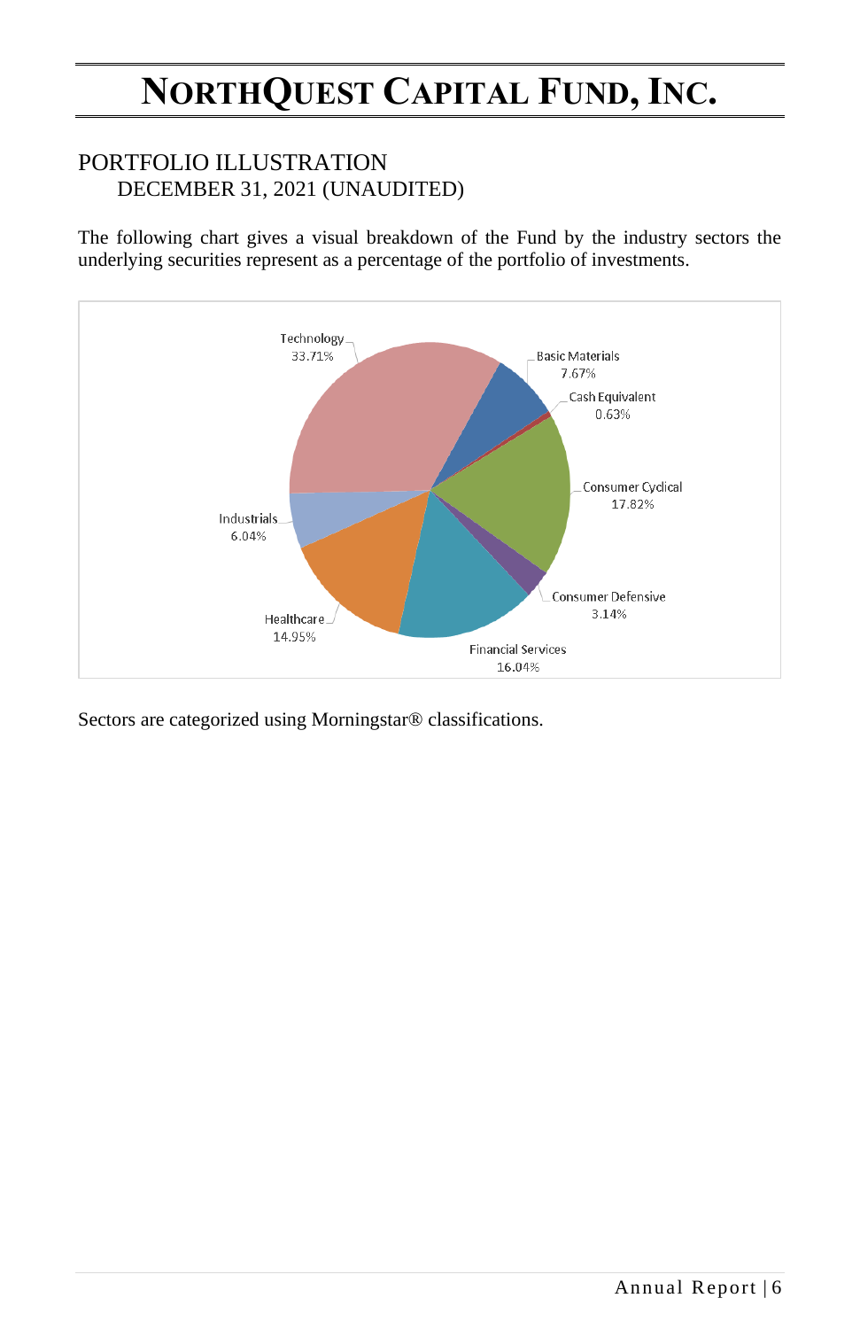# NORTHQUEST CAPITAL FUND, INC.

## PORTFOLIO ILLUSTRATION
DECEMBER 31, 2021 (UNAUDITED)

The following chart gives a visual breakdown of the Fund by the industry sectors the underlying securities represent as a percentage of the portfolio of investments.

| Sector | Percentage |
|---|---|
| Technology | 33.71% |
| Basic Materials | 7.67% |
| Cash Equivalent | 0.63% |
| Consumer Cyclical | 17.82% |
| Consumer Defensive | 3.14% |
| Financial Services | 16.04% |
| Healthcare | 14.95% |
| Industrials | 6.04% |

Sectors are categorized using Morningstar® classifications.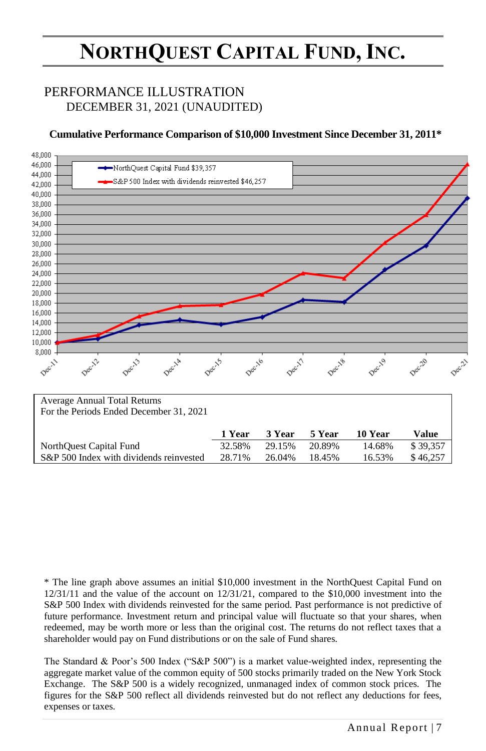# NORTHQUEST CAPITAL FUND, INC.

## PERFORMANCE ILLUSTRATION
DECEMBER 31, 2021 (UNAUDITED)

**Cumulative Performance Comparison of $10,000 Investment Since December 31, 2011***

| Average Annual Total Returns For the Periods Ended December 31, 2021 | 1 Year | 3 Year | 5 Year | 10 Year | Value |
|---|---|---|---|---|---|
| NorthQuest Capital Fund | 32.58% | 29.15% | 20.89% | 14.68% | $ 39,357 |
| S&P 500 Index with dividends reinvested | 28.71% | 26.04% | 18.45% | 16.53% | $ 46,257 |

* The line graph above assumes an initial $10,000 investment in the NorthQuest Capital Fund on 12/31/11 and the value of the account on 12/31/21, compared to the $10,000 investment into the S&P 500 Index with dividends reinvested for the same period. Past performance is not predictive of future performance. Investment return and principal value will fluctuate so that your shares, when redeemed, may be worth more or less than the original cost. The returns do not reflect taxes that a shareholder would pay on Fund distributions or on the sale of Fund shares.

The Standard & Poor's 500 Index ("S&P 500") is a market value-weighted index, representing the aggregate market value of the common equity of 500 stocks primarily traded on the New York Stock Exchange. The S&P 500 is a widely recognized, unmanaged index of common stock prices. The figures for the S&P 500 reflect all dividends reinvested but do not reflect any deductions for fees, expenses or taxes.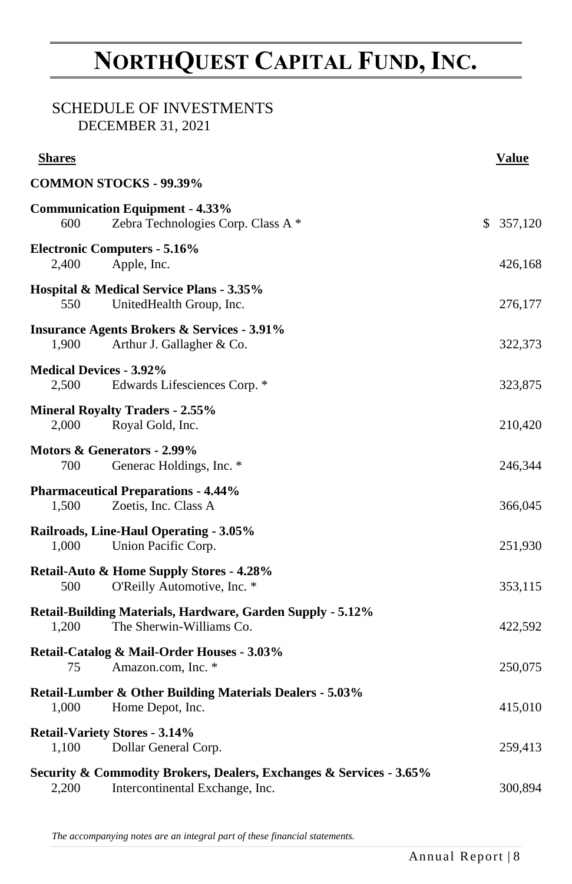# NORTHQUEST CAPITAL FUND, INC.

SCHEDULE OF INVESTMENTS
DECEMBER 31, 2021

| Shares | | Value |
|---|---|---|
| **COMMON STOCKS - 99.39%** | | |
| **Communication Equipment - 4.33%** | | |
| 600 | Zebra Technologies Corp. Class A * | $ 357,120 |
| **Electronic Computers - 5.16%** | | |
| 2,400 | Apple, Inc. | 426,168 |
| **Hospital & Medical Service Plans - 3.35%** | | |
| 550 | UnitedHealth Group, Inc. | 276,177 |
| **Insurance Agents Brokers & Services - 3.91%** | | |
| 1,900 | Arthur J. Gallagher & Co. | 322,373 |
| **Medical Devices - 3.92%** | | |
| 2,500 | Edwards Lifesciences Corp. * | 323,875 |
| **Mineral Royalty Traders - 2.55%** | | |
| 2,000 | Royal Gold, Inc. | 210,420 |
| **Motors & Generators - 2.99%** | | |
| 700 | Generac Holdings, Inc. * | 246,344 |
| **Pharmaceutical Preparations - 4.44%** | | |
| 1,500 | Zoetis, Inc. Class A | 366,045 |
| **Railroads, Line-Haul Operating - 3.05%** | | |
| 1,000 | Union Pacific Corp. | 251,930 |
| **Retail-Auto & Home Supply Stores - 4.28%** | | |
| 500 | O'Reilly Automotive, Inc. * | 353,115 |
| **Retail-Building Materials, Hardware, Garden Supply - 5.12%** | | |
| 1,200 | The Sherwin-Williams Co. | 422,592 |
| **Retail-Catalog & Mail-Order Houses - 3.03%** | | |
| 75 | Amazon.com, Inc. * | 250,075 |
| **Retail-Lumber & Other Building Materials Dealers - 5.03%** | | |
| 1,000 | Home Depot, Inc. | 415,010 |
| **Retail-Variety Stores - 3.14%** | | |
| 1,100 | Dollar General Corp. | 259,413 |
| **Security & Commodity Brokers, Dealers, Exchanges & Services - 3.65%** | | |
| 2,200 | Intercontinental Exchange, Inc. | 300,894 |

*The accompanying notes are an integral part of these financial statements.*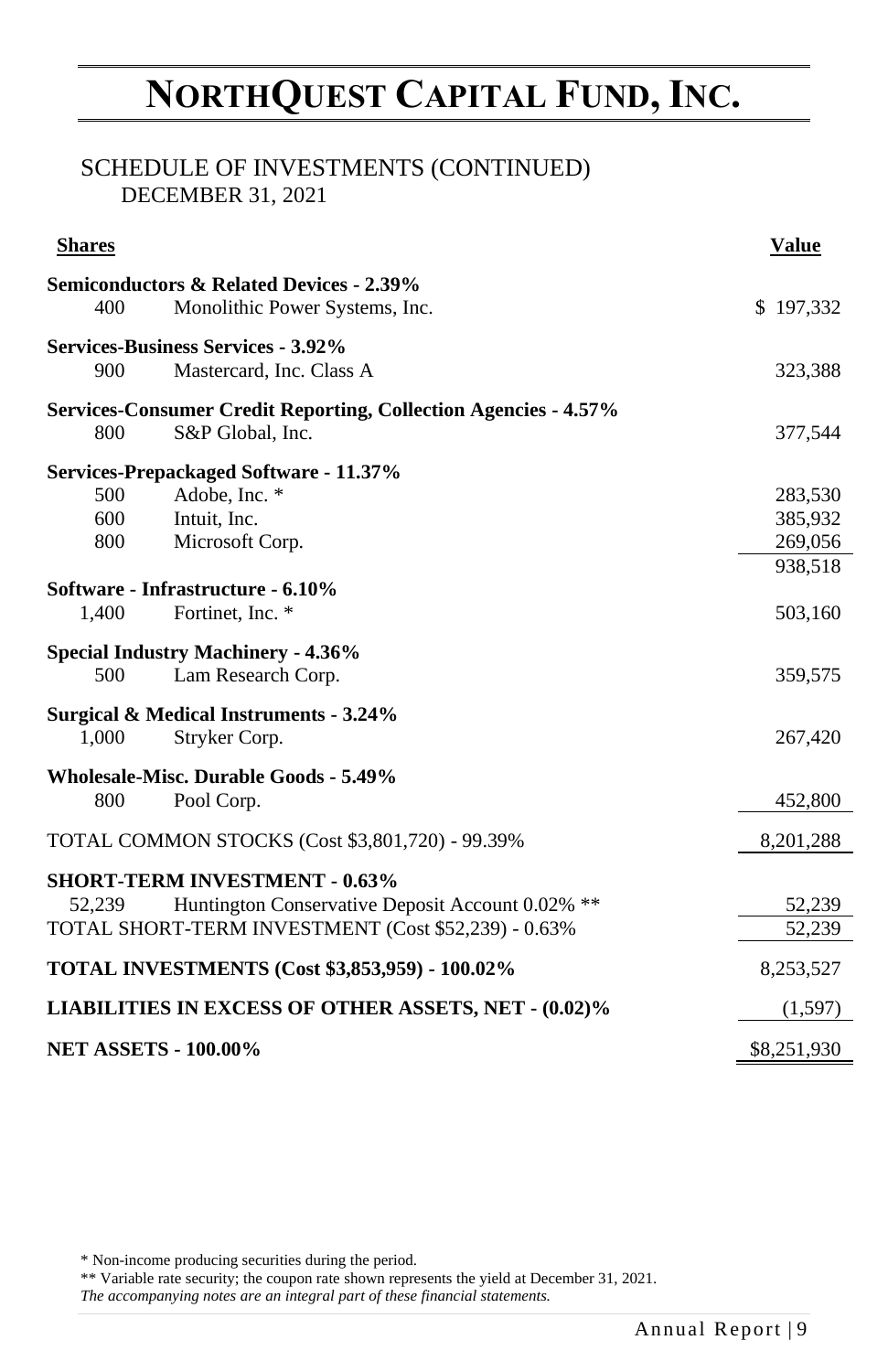# NORTHQUEST CAPITAL FUND, INC.

## SCHEDULE OF INVESTMENTS (CONTINUED)
DECEMBER 31, 2021

| Shares | | Value |
|---|---|---|
| **Semiconductors & Related Devices - 2.39%** | | |
| 400 | Monolithic Power Systems, Inc. | $ 197,332 |
| **Services-Business Services - 3.92%** | | |
| 900 | Mastercard, Inc. Class A | 323,388 |
| **Services-Consumer Credit Reporting, Collection Agencies - 4.57%** | | |
| 800 | S&P Global, Inc. | 377,544 |
| **Services-Prepackaged Software - 11.37%** | | |
| 500 | Adobe, Inc. * | 283,530 |
| 600 | Intuit, Inc. | 385,932 |
| 800 | Microsoft Corp. | 269,056 |
| | | 938,518 |
| **Software - Infrastructure - 6.10%** | | |
| 1,400 | Fortinet, Inc. * | 503,160 |
| **Special Industry Machinery - 4.36%** | | |
| 500 | Lam Research Corp. | 359,575 |
| **Surgical & Medical Instruments - 3.24%** | | |
| 1,000 | Stryker Corp. | 267,420 |
| **Wholesale-Misc. Durable Goods - 5.49%** | | |
| 800 | Pool Corp. | 452,800 |
| TOTAL COMMON STOCKS (Cost $3,801,720) - 99.39% | | 8,201,288 |
| **SHORT-TERM INVESTMENT - 0.63%** | | |
| 52,239 | Huntington Conservative Deposit Account 0.02% ** | 52,239 |
| TOTAL SHORT-TERM INVESTMENT (Cost $52,239) - 0.63% | | 52,239 |
| **TOTAL INVESTMENTS (Cost $3,853,959) - 100.02%** | | 8,253,527 |
| **LIABILITIES IN EXCESS OF OTHER ASSETS, NET - (0.02)%** | | (1,597) |
| **NET ASSETS - 100.00%** | | $8,251,930 |

\* Non-income producing securities during the period.

\*\* Variable rate security; the coupon rate shown represents the yield at December 31, 2021.

*The accompanying notes are an integral part of these financial statements.*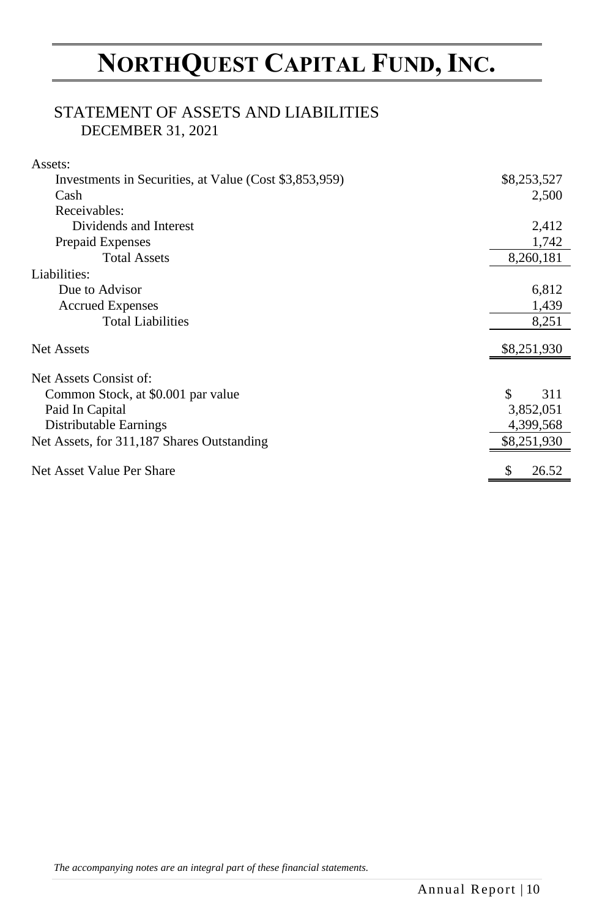# NORTHQUEST CAPITAL FUND, INC.

## STATEMENT OF ASSETS AND LIABILITIES
### DECEMBER 31, 2021

| | |
|---|---|
| Assets: | |
| Investments in Securities, at Value (Cost $3,853,959) | $8,253,527 |
| Cash | 2,500 |
| Receivables: | |
| Dividends and Interest | 2,412 |
| Prepaid Expenses | 1,742 |
| Total Assets | 8,260,181 |
| Liabilities: | |
| Due to Advisor | 6,812 |
| Accrued Expenses | 1,439 |
| Total Liabilities | 8,251 |
| Net Assets | $8,251,930 |
| Net Assets Consist of: | |
| Common Stock, at $0.001 par value | $ 311 |
| Paid In Capital | 3,852,051 |
| Distributable Earnings | 4,399,568 |
| Net Assets, for 311,187 Shares Outstanding | $8,251,930 |
| Net Asset Value Per Share | $ 26.52 |

*The accompanying notes are an integral part of these financial statements.*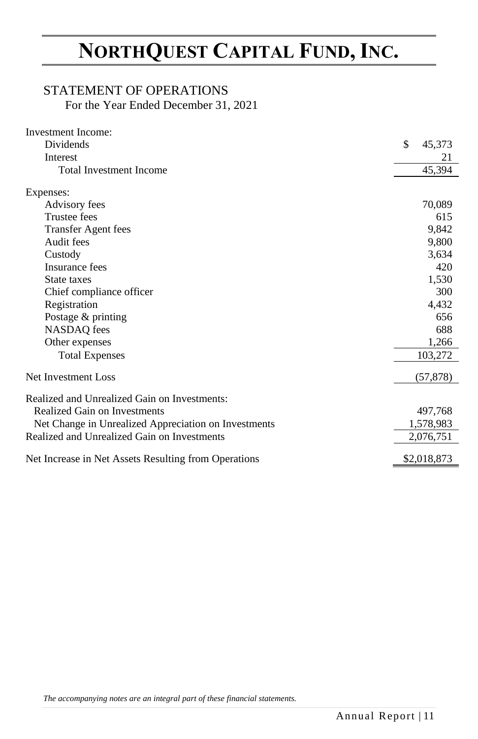# NORTHQUEST CAPITAL FUND, INC.

## STATEMENT OF OPERATIONS

For the Year Ended December 31, 2021

| | |
|---|---|
| Investment Income: | |
| Dividends | $ 45,373 |
| Interest | 21 |
| Total Investment Income | 45,394 |
| | |
| Expenses: | |
| Advisory fees | 70,089 |
| Trustee fees | 615 |
| Transfer Agent fees | 9,842 |
| Audit fees | 9,800 |
| Custody | 3,634 |
| Insurance fees | 420 |
| State taxes | 1,530 |
| Chief compliance officer | 300 |
| Registration | 4,432 |
| Postage & printing | 656 |
| NASDAQ fees | 688 |
| Other expenses | 1,266 |
| Total Expenses | 103,272 |
| | |
| Net Investment Loss | (57,878) |
| | |
| Realized and Unrealized Gain on Investments: | |
| Realized Gain on Investments | 497,768 |
| Net Change in Unrealized Appreciation on Investments | 1,578,983 |
| Realized and Unrealized Gain on Investments | 2,076,751 |
| | |
| Net Increase in Net Assets Resulting from Operations | $2,018,873 |

*The accompanying notes are an integral part of these financial statements.*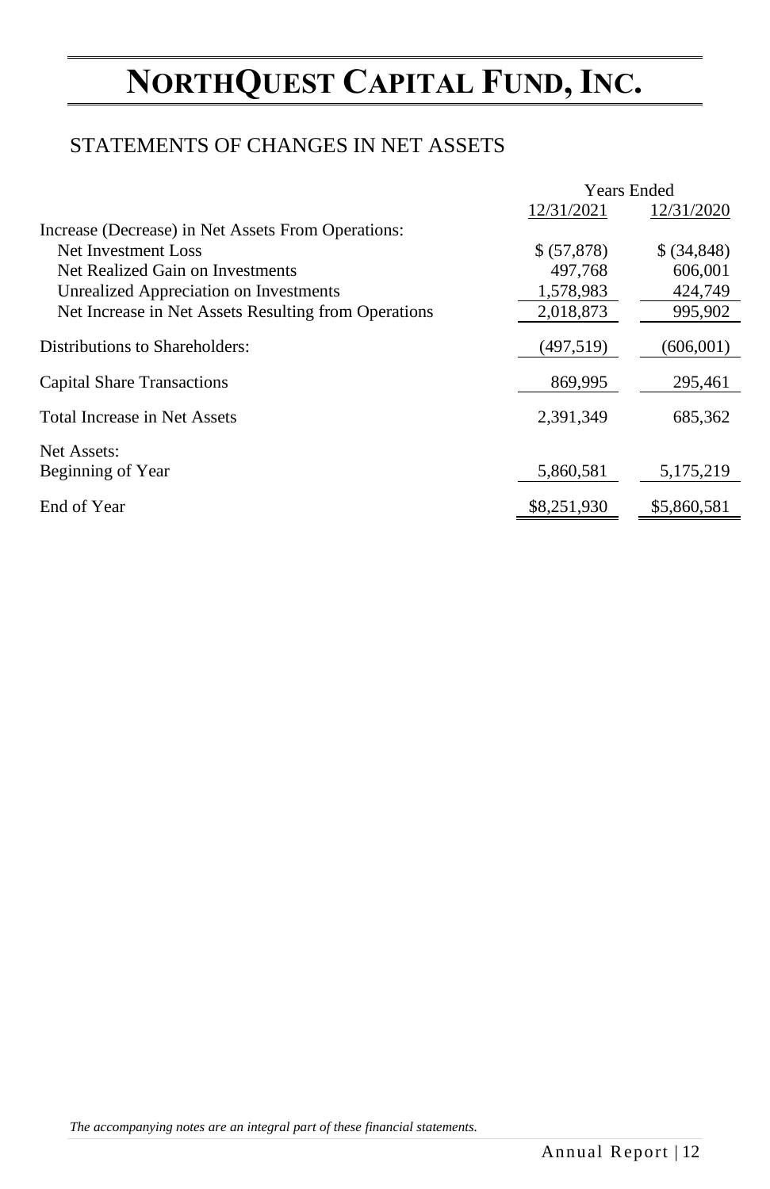# NORTHQUEST CAPITAL FUND, INC.

## STATEMENTS OF CHANGES IN NET ASSETS

| | Years Ended | |
|---|---|---|
| | 12/31/2021 | 12/31/2020 |
| Increase (Decrease) in Net Assets From Operations: | | |
| Net Investment Loss | $ (57,878) | $ (34,848) |
| Net Realized Gain on Investments | 497,768 | 606,001 |
| Unrealized Appreciation on Investments | 1,578,983 | 424,749 |
| Net Increase in Net Assets Resulting from Operations | 2,018,873 | 995,902 |
| Distributions to Shareholders: | (497,519) | (606,001) |
| Capital Share Transactions | 869,995 | 295,461 |
| Total Increase in Net Assets | 2,391,349 | 685,362 |
| Net Assets: | | |
| Beginning of Year | 5,860,581 | 5,175,219 |
| End of Year | $8,251,930 | $5,860,581 |

*The accompanying notes are an integral part of these financial statements.*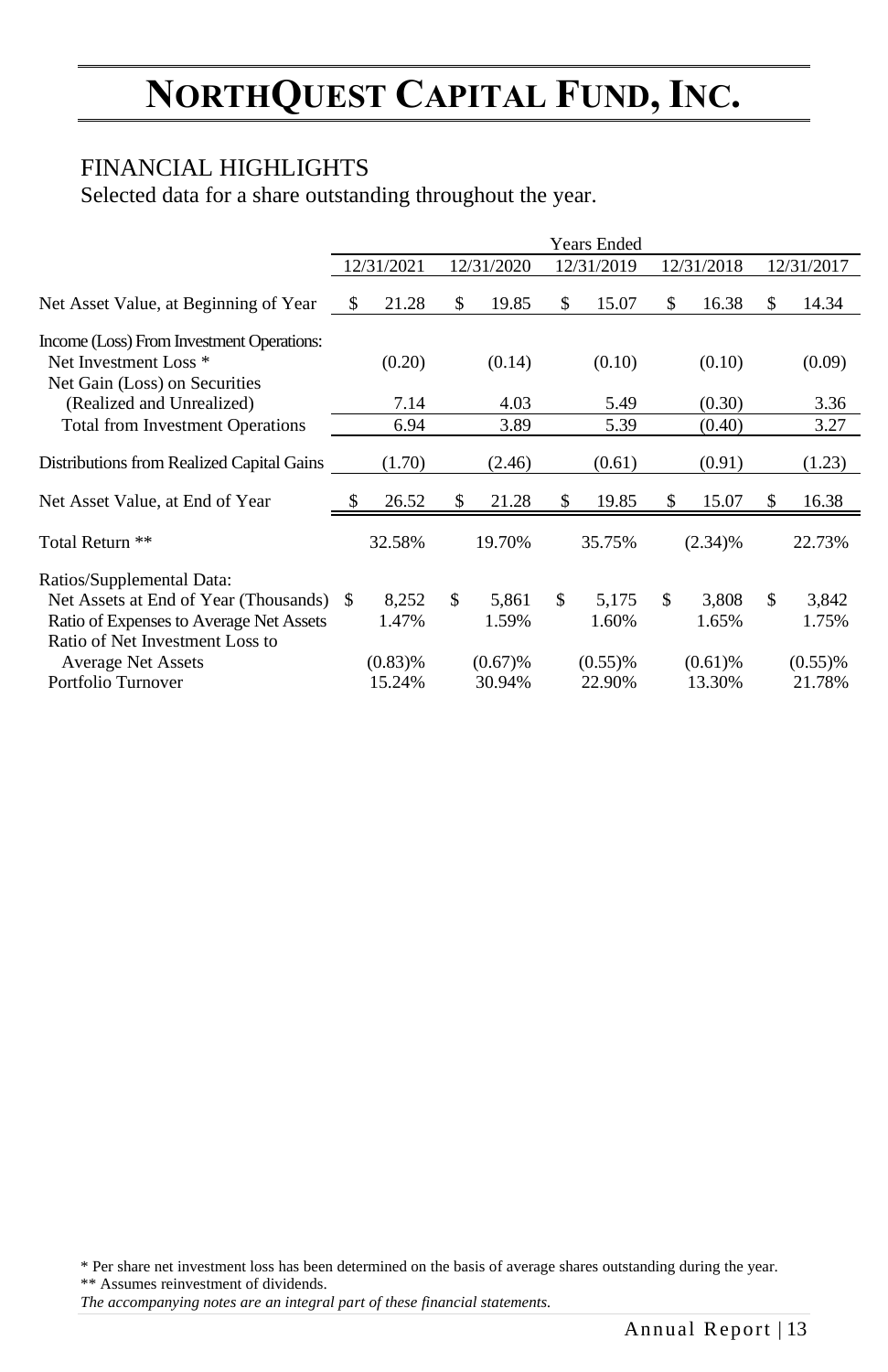# NORTHQUEST CAPITAL FUND, INC.

## FINANCIAL HIGHLIGHTS

Selected data for a share outstanding throughout the year.

| | Years Ended | | | | |
|---|---|---|---|---|---|
| | 12/31/2021 | 12/31/2020 | 12/31/2019 | 12/31/2018 | 12/31/2017 |
| Net Asset Value, at Beginning of Year | $ 21.28 | $ 19.85 | $ 15.07 | $ 16.38 | $ 14.34 |
| Income (Loss) From Investment Operations: | | | | | |
| Net Investment Loss * | (0.20) | (0.14) | (0.10) | (0.10) | (0.09) |
| Net Gain (Loss) on Securities (Realized and Unrealized) | 7.14 | 4.03 | 5.49 | (0.30) | 3.36 |
| Total from Investment Operations | 6.94 | 3.89 | 5.39 | (0.40) | 3.27 |
| Distributions from Realized Capital Gains | (1.70) | (2.46) | (0.61) | (0.91) | (1.23) |
| Net Asset Value, at End of Year | $ 26.52 | $ 21.28 | $ 19.85 | $ 15.07 | $ 16.38 |
| Total Return ** | 32.58% | 19.70% | 35.75% | (2.34)% | 22.73% |
| Ratios/Supplemental Data: | | | | | |
| Net Assets at End of Year (Thousands) | $ 8,252 | $ 5,861 | $ 5,175 | $ 3,808 | $ 3,842 |
| Ratio of Expenses to Average Net Assets | 1.47% | 1.59% | 1.60% | 1.65% | 1.75% |
| Ratio of Net Investment Loss to Average Net Assets | (0.83)% | (0.67)% | (0.55)% | (0.61)% | (0.55)% |
| Portfolio Turnover | 15.24% | 30.94% | 22.90% | 13.30% | 21.78% |

* Per share net investment loss has been determined on the basis of average shares outstanding during the year.

** Assumes reinvestment of dividends.

*The accompanying notes are an integral part of these financial statements.*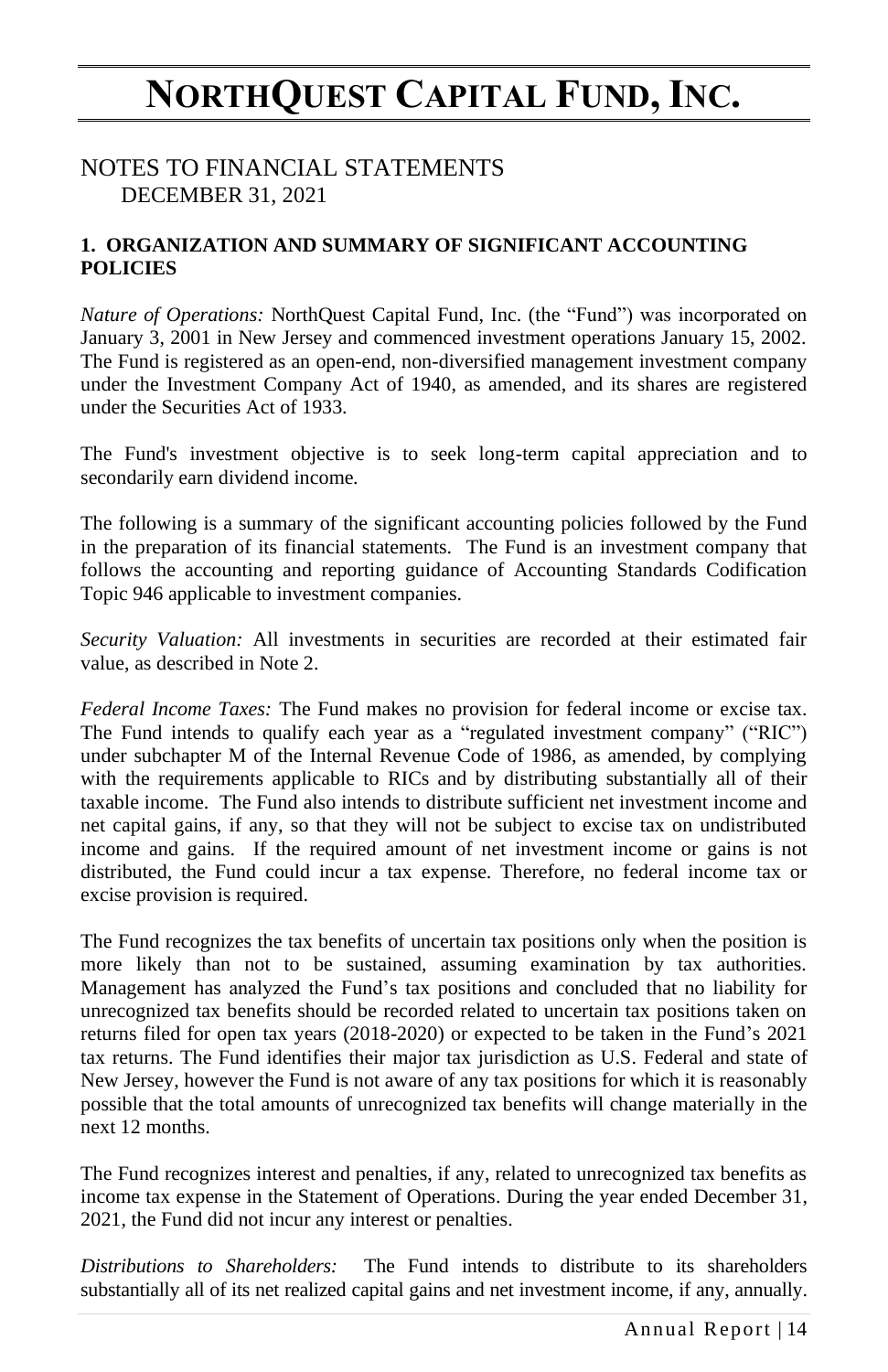# NORTHQUEST CAPITAL FUND, INC.

## NOTES TO FINANCIAL STATEMENTS
DECEMBER 31, 2021

### 1. ORGANIZATION AND SUMMARY OF SIGNIFICANT ACCOUNTING POLICIES

*Nature of Operations:* NorthQuest Capital Fund, Inc. (the "Fund") was incorporated on January 3, 2001 in New Jersey and commenced investment operations January 15, 2002. The Fund is registered as an open-end, non-diversified management investment company under the Investment Company Act of 1940, as amended, and its shares are registered under the Securities Act of 1933.

The Fund's investment objective is to seek long-term capital appreciation and to secondarily earn dividend income.

The following is a summary of the significant accounting policies followed by the Fund in the preparation of its financial statements. The Fund is an investment company that follows the accounting and reporting guidance of Accounting Standards Codification Topic 946 applicable to investment companies.

*Security Valuation:* All investments in securities are recorded at their estimated fair value, as described in Note 2.

*Federal Income Taxes:* The Fund makes no provision for federal income or excise tax. The Fund intends to qualify each year as a "regulated investment company" ("RIC") under subchapter M of the Internal Revenue Code of 1986, as amended, by complying with the requirements applicable to RICs and by distributing substantially all of their taxable income. The Fund also intends to distribute sufficient net investment income and net capital gains, if any, so that they will not be subject to excise tax on undistributed income and gains. If the required amount of net investment income or gains is not distributed, the Fund could incur a tax expense. Therefore, no federal income tax or excise provision is required.

The Fund recognizes the tax benefits of uncertain tax positions only when the position is more likely than not to be sustained, assuming examination by tax authorities. Management has analyzed the Fund's tax positions and concluded that no liability for unrecognized tax benefits should be recorded related to uncertain tax positions taken on returns filed for open tax years (2018-2020) or expected to be taken in the Fund's 2021 tax returns. The Fund identifies their major tax jurisdiction as U.S. Federal and state of New Jersey, however the Fund is not aware of any tax positions for which it is reasonably possible that the total amounts of unrecognized tax benefits will change materially in the next 12 months.

The Fund recognizes interest and penalties, if any, related to unrecognized tax benefits as income tax expense in the Statement of Operations. During the year ended December 31, 2021, the Fund did not incur any interest or penalties.

*Distributions to Shareholders:* The Fund intends to distribute to its shareholders substantially all of its net realized capital gains and net investment income, if any, annually.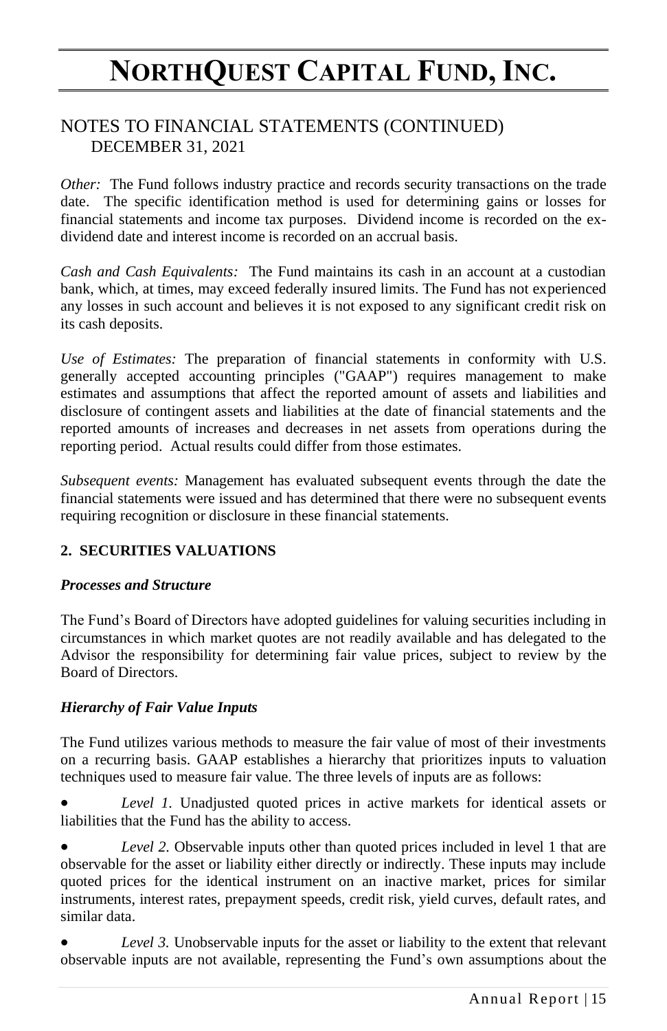NOTES TO FINANCIAL STATEMENTS (CONTINUED)
DECEMBER 31, 2021

*Other:* The Fund follows industry practice and records security transactions on the trade date. The specific identification method is used for determining gains or losses for financial statements and income tax purposes. Dividend income is recorded on the ex-dividend date and interest income is recorded on an accrual basis.

*Cash and Cash Equivalents:* The Fund maintains its cash in an account at a custodian bank, which, at times, may exceed federally insured limits. The Fund has not experienced any losses in such account and believes it is not exposed to any significant credit risk on its cash deposits.

*Use of Estimates:* The preparation of financial statements in conformity with U.S. generally accepted accounting principles ("GAAP") requires management to make estimates and assumptions that affect the reported amount of assets and liabilities and disclosure of contingent assets and liabilities at the date of financial statements and the reported amounts of increases and decreases in net assets from operations during the reporting period. Actual results could differ from those estimates.

*Subsequent events:* Management has evaluated subsequent events through the date the financial statements were issued and has determined that there were no subsequent events requiring recognition or disclosure in these financial statements.

## 2. SECURITIES VALUATIONS

***Processes and Structure***

The Fund's Board of Directors have adopted guidelines for valuing securities including in circumstances in which market quotes are not readily available and has delegated to the Advisor the responsibility for determining fair value prices, subject to review by the Board of Directors.

***Hierarchy of Fair Value Inputs***

The Fund utilizes various methods to measure the fair value of most of their investments on a recurring basis. GAAP establishes a hierarchy that prioritizes inputs to valuation techniques used to measure fair value. The three levels of inputs are as follows:

- *Level 1.* Unadjusted quoted prices in active markets for identical assets or liabilities that the Fund has the ability to access.
- *Level 2.* Observable inputs other than quoted prices included in level 1 that are observable for the asset or liability either directly or indirectly. These inputs may include quoted prices for the identical instrument on an inactive market, prices for similar instruments, interest rates, prepayment speeds, credit risk, yield curves, default rates, and similar data.
- *Level 3.* Unobservable inputs for the asset or liability to the extent that relevant observable inputs are not available, representing the Fund's own assumptions about the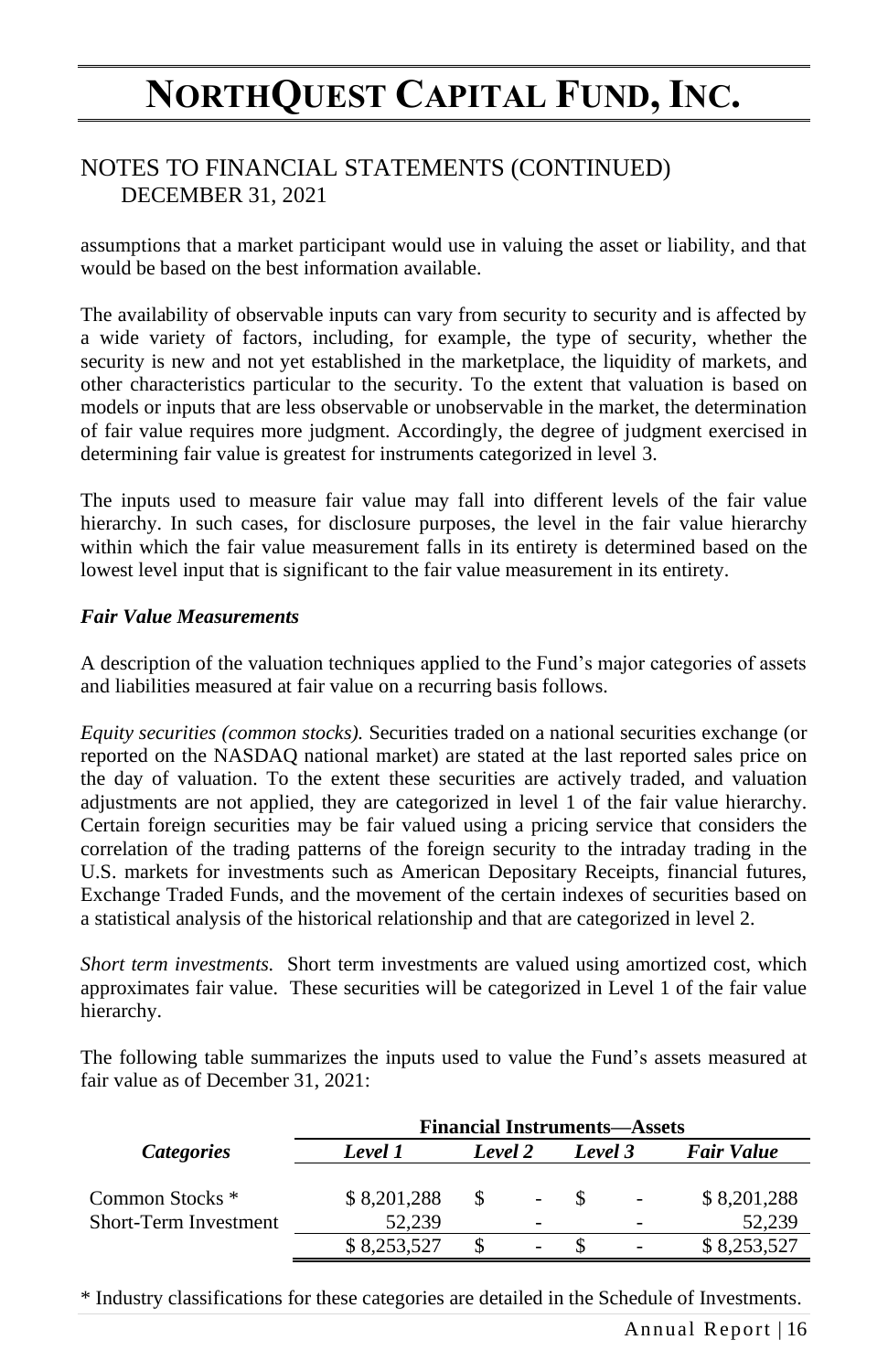# NORTHQUEST CAPITAL FUND, INC.

## NOTES TO FINANCIAL STATEMENTS (CONTINUED)
### DECEMBER 31, 2021

assumptions that a market participant would use in valuing the asset or liability, and that would be based on the best information available.

The availability of observable inputs can vary from security to security and is affected by a wide variety of factors, including, for example, the type of security, whether the security is new and not yet established in the marketplace, the liquidity of markets, and other characteristics particular to the security. To the extent that valuation is based on models or inputs that are less observable or unobservable in the market, the determination of fair value requires more judgment. Accordingly, the degree of judgment exercised in determining fair value is greatest for instruments categorized in level 3.

The inputs used to measure fair value may fall into different levels of the fair value hierarchy. In such cases, for disclosure purposes, the level in the fair value hierarchy within which the fair value measurement falls in its entirety is determined based on the lowest level input that is significant to the fair value measurement in its entirety.

***Fair Value Measurements***

A description of the valuation techniques applied to the Fund's major categories of assets and liabilities measured at fair value on a recurring basis follows.

*Equity securities (common stocks).* Securities traded on a national securities exchange (or reported on the NASDAQ national market) are stated at the last reported sales price on the day of valuation. To the extent these securities are actively traded, and valuation adjustments are not applied, they are categorized in level 1 of the fair value hierarchy. Certain foreign securities may be fair valued using a pricing service that considers the correlation of the trading patterns of the foreign security to the intraday trading in the U.S. markets for investments such as American Depositary Receipts, financial futures, Exchange Traded Funds, and the movement of the certain indexes of securities based on a statistical analysis of the historical relationship and that are categorized in level 2.

*Short term investments.* Short term investments are valued using amortized cost, which approximates fair value. These securities will be categorized in Level 1 of the fair value hierarchy.

The following table summarizes the inputs used to value the Fund's assets measured at fair value as of December 31, 2021:

| | **Financial Instruments—Assets** | | | |
|---|---|---|---|---|
| ***Categories*** | ***Level 1*** | ***Level 2*** | ***Level 3*** | ***Fair Value*** |
| Common Stocks * | $ 8,201,288 | $ - | $ - | $ 8,201,288 |
| Short-Term Investment | 52,239 | - | - | 52,239 |
| | $ 8,253,527 | $ - | $ - | $ 8,253,527 |

* Industry classifications for these categories are detailed in the Schedule of Investments.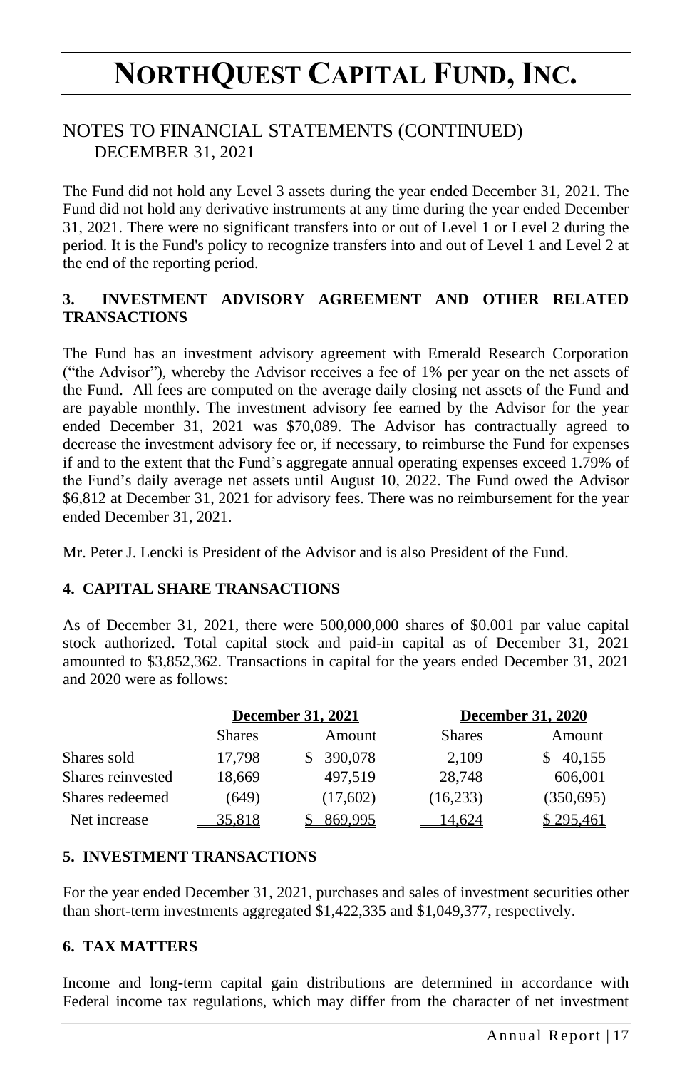# NORTHQUEST CAPITAL FUND, INC.

## NOTES TO FINANCIAL STATEMENTS (CONTINUED)
DECEMBER 31, 2021

The Fund did not hold any Level 3 assets during the year ended December 31, 2021. The Fund did not hold any derivative instruments at any time during the year ended December 31, 2021. There were no significant transfers into or out of Level 1 or Level 2 during the period. It is the Fund's policy to recognize transfers into and out of Level 1 and Level 2 at the end of the reporting period.

### 3. INVESTMENT ADVISORY AGREEMENT AND OTHER RELATED TRANSACTIONS

The Fund has an investment advisory agreement with Emerald Research Corporation ("the Advisor"), whereby the Advisor receives a fee of 1% per year on the net assets of the Fund. All fees are computed on the average daily closing net assets of the Fund and are payable monthly. The investment advisory fee earned by the Advisor for the year ended December 31, 2021 was $70,089. The Advisor has contractually agreed to decrease the investment advisory fee or, if necessary, to reimburse the Fund for expenses if and to the extent that the Fund's aggregate annual operating expenses exceed 1.79% of the Fund's daily average net assets until August 10, 2022. The Fund owed the Advisor $6,812 at December 31, 2021 for advisory fees. There was no reimbursement for the year ended December 31, 2021.

Mr. Peter J. Lencki is President of the Advisor and is also President of the Fund.

### 4. CAPITAL SHARE TRANSACTIONS

As of December 31, 2021, there were 500,000,000 shares of $0.001 par value capital stock authorized. Total capital stock and paid-in capital as of December 31, 2021 amounted to $3,852,362. Transactions in capital for the years ended December 31, 2021 and 2020 were as follows:

| | December 31, 2021 | | December 31, 2020 | |
|---|---|---|---|---|
| | Shares | Amount | Shares | Amount |
| Shares sold | 17,798 | $ 390,078 | 2,109 | $ 40,155 |
| Shares reinvested | 18,669 | 497,519 | 28,748 | 606,001 |
| Shares redeemed | (649) | (17,602) | (16,233) | (350,695) |
| Net increase | 35,818 | $ 869,995 | 14,624 | $ 295,461 |

### 5. INVESTMENT TRANSACTIONS

For the year ended December 31, 2021, purchases and sales of investment securities other than short-term investments aggregated $1,422,335 and $1,049,377, respectively.

### 6. TAX MATTERS

Income and long-term capital gain distributions are determined in accordance with Federal income tax regulations, which may differ from the character of net investment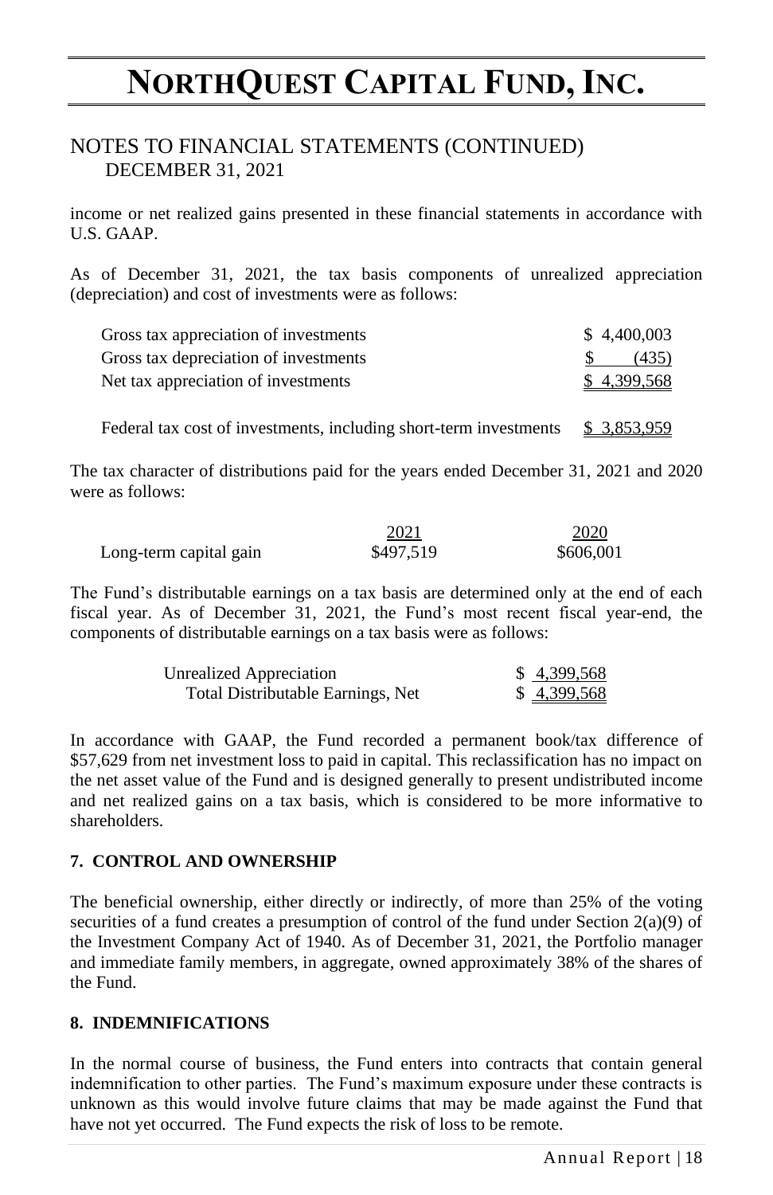income or net realized gains presented in these financial statements in accordance with U.S. GAAP.

As of December 31, 2021, the tax basis components of unrealized appreciation (depreciation) and cost of investments were as follows:

| | |
|---|---|
| Gross tax appreciation of investments | $ 4,400,003 |
| Gross tax depreciation of investments | $ (435) |
| Net tax appreciation of investments | $ 4,399,568 |
| | |
| Federal tax cost of investments, including short-term investments | $ 3,853,959 |

The tax character of distributions paid for the years ended December 31, 2021 and 2020 were as follows:

| | 2021 | 2020 |
|---|---|---|
| Long-term capital gain | $497,519 | $606,001 |

The Fund's distributable earnings on a tax basis are determined only at the end of each fiscal year. As of December 31, 2021, the Fund's most recent fiscal year-end, the components of distributable earnings on a tax basis were as follows:

| | |
|---|---|
| Unrealized Appreciation | $ 4,399,568 |
| Total Distributable Earnings, Net | $ 4,399,568 |

In accordance with GAAP, the Fund recorded a permanent book/tax difference of $57,629 from net investment loss to paid in capital. This reclassification has no impact on the net asset value of the Fund and is designed generally to present undistributed income and net realized gains on a tax basis, which is considered to be more informative to shareholders.

### 7. CONTROL AND OWNERSHIP

The beneficial ownership, either directly or indirectly, of more than 25% of the voting securities of a fund creates a presumption of control of the fund under Section 2(a)(9) of the Investment Company Act of 1940. As of December 31, 2021, the Portfolio manager and immediate family members, in aggregate, owned approximately 38% of the shares of the Fund.

### 8. INDEMNIFICATIONS

In the normal course of business, the Fund enters into contracts that contain general indemnification to other parties. The Fund's maximum exposure under these contracts is unknown as this would involve future claims that may be made against the Fund that have not yet occurred. The Fund expects the risk of loss to be remote.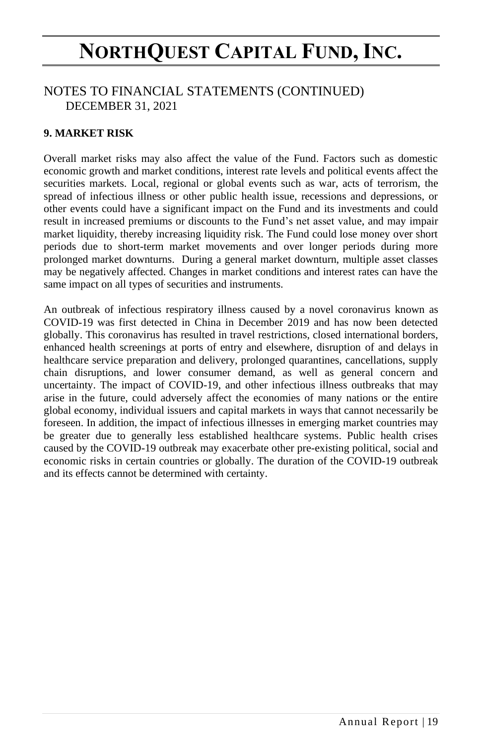# NORTHQUEST CAPITAL FUND, INC.

## NOTES TO FINANCIAL STATEMENTS (CONTINUED)
DECEMBER 31, 2021

**9. MARKET RISK**

Overall market risks may also affect the value of the Fund. Factors such as domestic economic growth and market conditions, interest rate levels and political events affect the securities markets. Local, regional or global events such as war, acts of terrorism, the spread of infectious illness or other public health issue, recessions and depressions, or other events could have a significant impact on the Fund and its investments and could result in increased premiums or discounts to the Fund's net asset value, and may impair market liquidity, thereby increasing liquidity risk. The Fund could lose money over short periods due to short-term market movements and over longer periods during more prolonged market downturns. During a general market downturn, multiple asset classes may be negatively affected. Changes in market conditions and interest rates can have the same impact on all types of securities and instruments.

An outbreak of infectious respiratory illness caused by a novel coronavirus known as COVID-19 was first detected in China in December 2019 and has now been detected globally. This coronavirus has resulted in travel restrictions, closed international borders, enhanced health screenings at ports of entry and elsewhere, disruption of and delays in healthcare service preparation and delivery, prolonged quarantines, cancellations, supply chain disruptions, and lower consumer demand, as well as general concern and uncertainty. The impact of COVID-19, and other infectious illness outbreaks that may arise in the future, could adversely affect the economies of many nations or the entire global economy, individual issuers and capital markets in ways that cannot necessarily be foreseen. In addition, the impact of infectious illnesses in emerging market countries may be greater due to generally less established healthcare systems. Public health crises caused by the COVID-19 outbreak may exacerbate other pre-existing political, social and economic risks in certain countries or globally. The duration of the COVID-19 outbreak and its effects cannot be determined with certainty.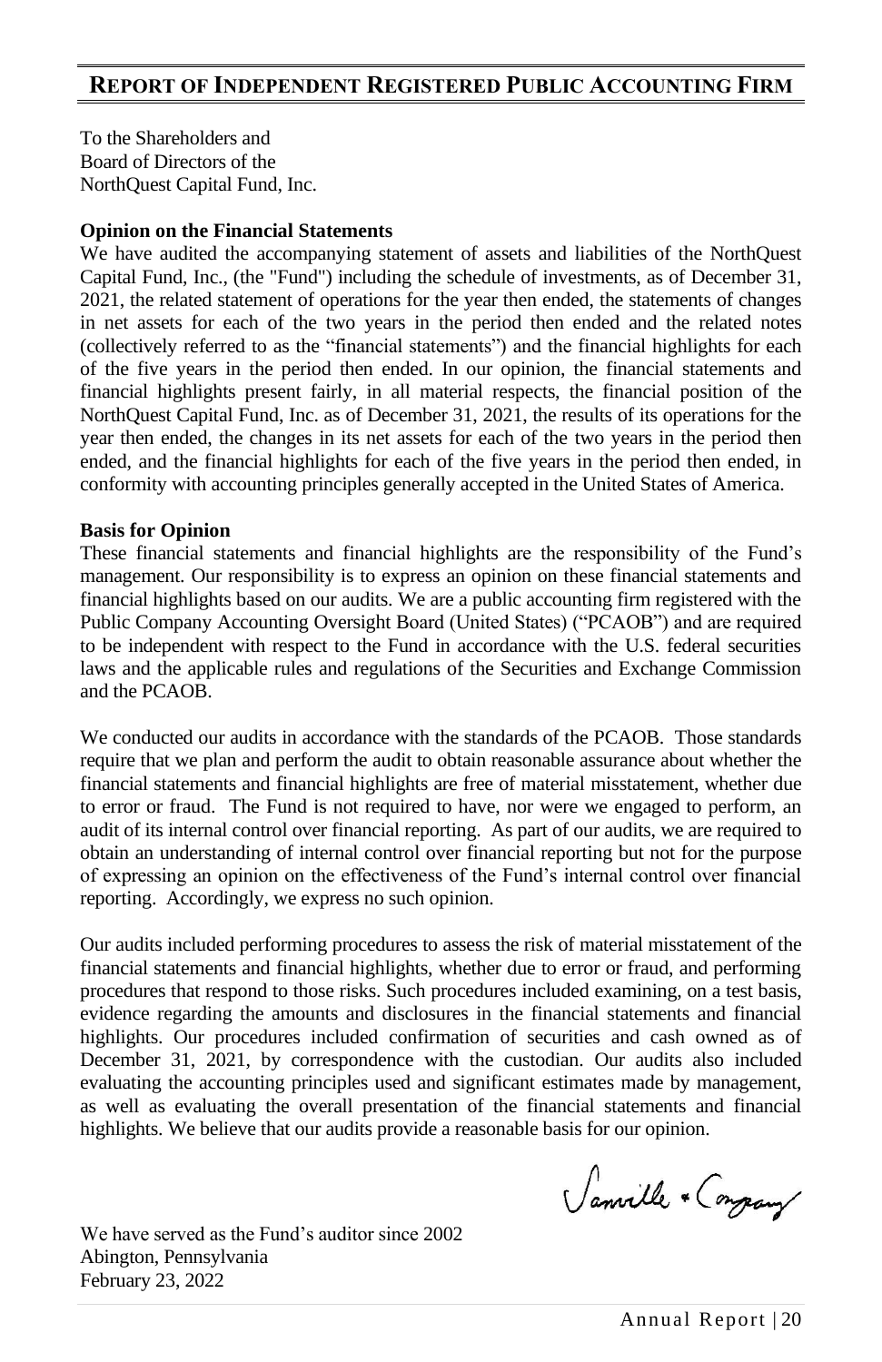## REPORT OF INDEPENDENT REGISTERED PUBLIC ACCOUNTING FIRM

To the Shareholders and
Board of Directors of the
NorthQuest Capital Fund, Inc.

**Opinion on the Financial Statements**

We have audited the accompanying statement of assets and liabilities of the NorthQuest Capital Fund, Inc., (the "Fund") including the schedule of investments, as of December 31, 2021, the related statement of operations for the year then ended, the statements of changes in net assets for each of the two years in the period then ended and the related notes (collectively referred to as the "financial statements") and the financial highlights for each of the five years in the period then ended. In our opinion, the financial statements and financial highlights present fairly, in all material respects, the financial position of the NorthQuest Capital Fund, Inc. as of December 31, 2021, the results of its operations for the year then ended, the changes in its net assets for each of the two years in the period then ended, and the financial highlights for each of the five years in the period then ended, in conformity with accounting principles generally accepted in the United States of America.

**Basis for Opinion**

These financial statements and financial highlights are the responsibility of the Fund's management. Our responsibility is to express an opinion on these financial statements and financial highlights based on our audits. We are a public accounting firm registered with the Public Company Accounting Oversight Board (United States) ("PCAOB") and are required to be independent with respect to the Fund in accordance with the U.S. federal securities laws and the applicable rules and regulations of the Securities and Exchange Commission and the PCAOB.

We conducted our audits in accordance with the standards of the PCAOB. Those standards require that we plan and perform the audit to obtain reasonable assurance about whether the financial statements and financial highlights are free of material misstatement, whether due to error or fraud. The Fund is not required to have, nor were we engaged to perform, an audit of its internal control over financial reporting. As part of our audits, we are required to obtain an understanding of internal control over financial reporting but not for the purpose of expressing an opinion on the effectiveness of the Fund's internal control over financial reporting. Accordingly, we express no such opinion.

Our audits included performing procedures to assess the risk of material misstatement of the financial statements and financial highlights, whether due to error or fraud, and performing procedures that respond to those risks. Such procedures included examining, on a test basis, evidence regarding the amounts and disclosures in the financial statements and financial highlights. Our procedures included confirmation of securities and cash owned as of December 31, 2021, by correspondence with the custodian. Our audits also included evaluating the accounting principles used and significant estimates made by management, as well as evaluating the overall presentation of the financial statements and financial highlights. We believe that our audits provide a reasonable basis for our opinion.

Sanville & Company

We have served as the Fund's auditor since 2002
Abington, Pennsylvania
February 23, 2022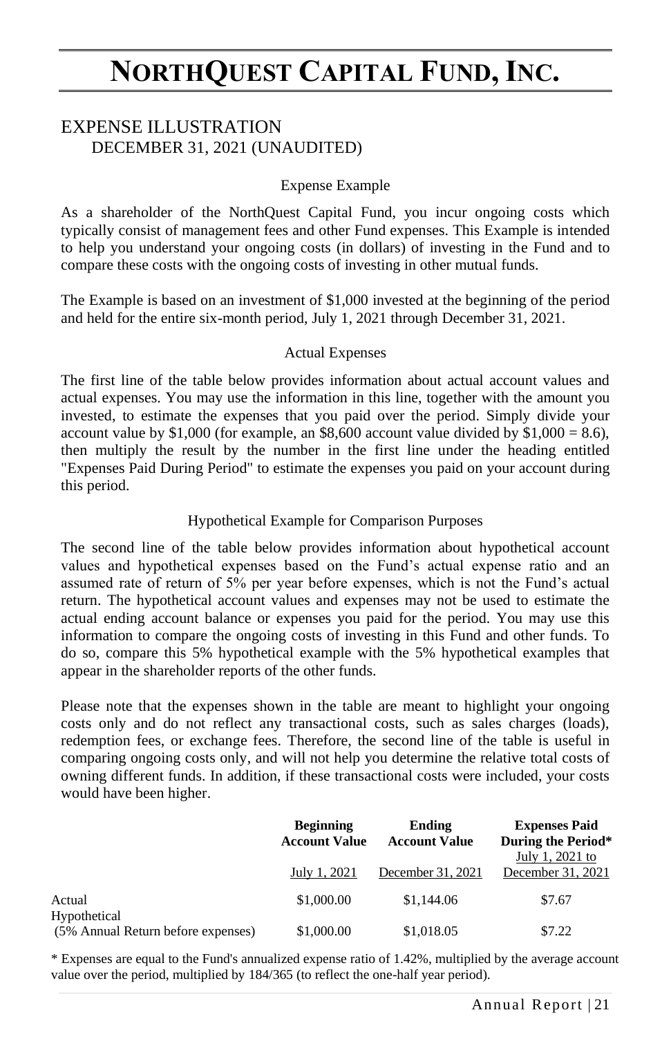# NORTHQUEST CAPITAL FUND, INC.

## EXPENSE ILLUSTRATION
### DECEMBER 31, 2021 (UNAUDITED)

#### Expense Example

As a shareholder of the NorthQuest Capital Fund, you incur ongoing costs which typically consist of management fees and other Fund expenses. This Example is intended to help you understand your ongoing costs (in dollars) of investing in the Fund and to compare these costs with the ongoing costs of investing in other mutual funds.

The Example is based on an investment of $1,000 invested at the beginning of the period and held for the entire six-month period, July 1, 2021 through December 31, 2021.

#### Actual Expenses

The first line of the table below provides information about actual account values and actual expenses. You may use the information in this line, together with the amount you invested, to estimate the expenses that you paid over the period. Simply divide your account value by $1,000 (for example, an $8,600 account value divided by $1,000 = 8.6), then multiply the result by the number in the first line under the heading entitled "Expenses Paid During Period" to estimate the expenses you paid on your account during this period.

#### Hypothetical Example for Comparison Purposes

The second line of the table below provides information about hypothetical account values and hypothetical expenses based on the Fund's actual expense ratio and an assumed rate of return of 5% per year before expenses, which is not the Fund's actual return. The hypothetical account values and expenses may not be used to estimate the actual ending account balance or expenses you paid for the period. You may use this information to compare the ongoing costs of investing in this Fund and other funds. To do so, compare this 5% hypothetical example with the 5% hypothetical examples that appear in the shareholder reports of the other funds.

Please note that the expenses shown in the table are meant to highlight your ongoing costs only and do not reflect any transactional costs, such as sales charges (loads), redemption fees, or exchange fees. Therefore, the second line of the table is useful in comparing ongoing costs only, and will not help you determine the relative total costs of owning different funds. In addition, if these transactional costs were included, your costs would have been higher.

| | **Beginning Account Value** | **Ending Account Value** | **Expenses Paid During the Period*** |
|---|---|---|---|
| | July 1, 2021 | December 31, 2021 | July 1, 2021 to December 31, 2021 |
| Actual | $1,000.00 | $1,144.06 | $7.67 |
| Hypothetical (5% Annual Return before expenses) | $1,000.00 | $1,018.05 | $7.22 |

* Expenses are equal to the Fund's annualized expense ratio of 1.42%, multiplied by the average account value over the period, multiplied by 184/365 (to reflect the one-half year period).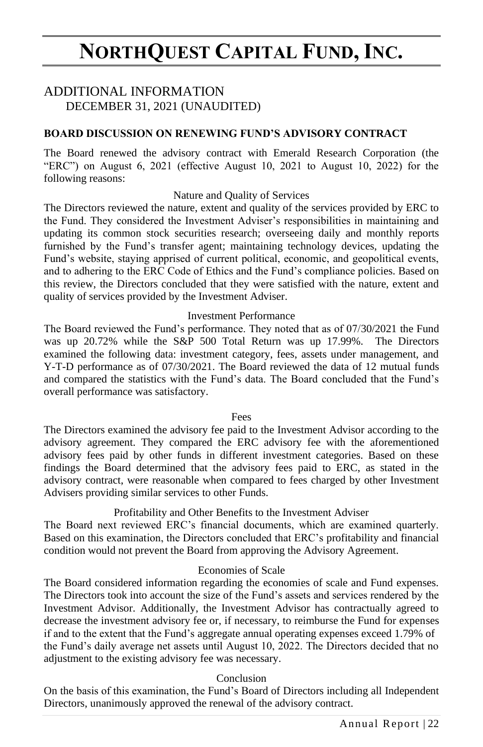# NORTHQUEST CAPITAL FUND, INC.

## ADDITIONAL INFORMATION

DECEMBER 31, 2021 (UNAUDITED)

### BOARD DISCUSSION ON RENEWING FUND'S ADVISORY CONTRACT

The Board renewed the advisory contract with Emerald Research Corporation (the "ERC") on August 6, 2021 (effective August 10, 2021 to August 10, 2022) for the following reasons:

Nature and Quality of Services

The Directors reviewed the nature, extent and quality of the services provided by ERC to the Fund. They considered the Investment Adviser's responsibilities in maintaining and updating its common stock securities research; overseeing daily and monthly reports furnished by the Fund's transfer agent; maintaining technology devices, updating the Fund's website, staying apprised of current political, economic, and geopolitical events, and to adhering to the ERC Code of Ethics and the Fund's compliance policies. Based on this review, the Directors concluded that they were satisfied with the nature, extent and quality of services provided by the Investment Adviser.

Investment Performance

The Board reviewed the Fund's performance. They noted that as of 07/30/2021 the Fund was up 20.72% while the S&P 500 Total Return was up 17.99%. The Directors examined the following data: investment category, fees, assets under management, and Y-T-D performance as of 07/30/2021. The Board reviewed the data of 12 mutual funds and compared the statistics with the Fund's data. The Board concluded that the Fund's overall performance was satisfactory.

Fees

The Directors examined the advisory fee paid to the Investment Advisor according to the advisory agreement. They compared the ERC advisory fee with the aforementioned advisory fees paid by other funds in different investment categories. Based on these findings the Board determined that the advisory fees paid to ERC, as stated in the advisory contract, were reasonable when compared to fees charged by other Investment Advisers providing similar services to other Funds.

Profitability and Other Benefits to the Investment Adviser

The Board next reviewed ERC's financial documents, which are examined quarterly. Based on this examination, the Directors concluded that ERC's profitability and financial condition would not prevent the Board from approving the Advisory Agreement.

Economies of Scale

The Board considered information regarding the economies of scale and Fund expenses. The Directors took into account the size of the Fund's assets and services rendered by the Investment Advisor. Additionally, the Investment Advisor has contractually agreed to decrease the investment advisory fee or, if necessary, to reimburse the Fund for expenses if and to the extent that the Fund's aggregate annual operating expenses exceed 1.79% of the Fund's daily average net assets until August 10, 2022. The Directors decided that no adjustment to the existing advisory fee was necessary.

Conclusion

On the basis of this examination, the Fund's Board of Directors including all Independent Directors, unanimously approved the renewal of the advisory contract.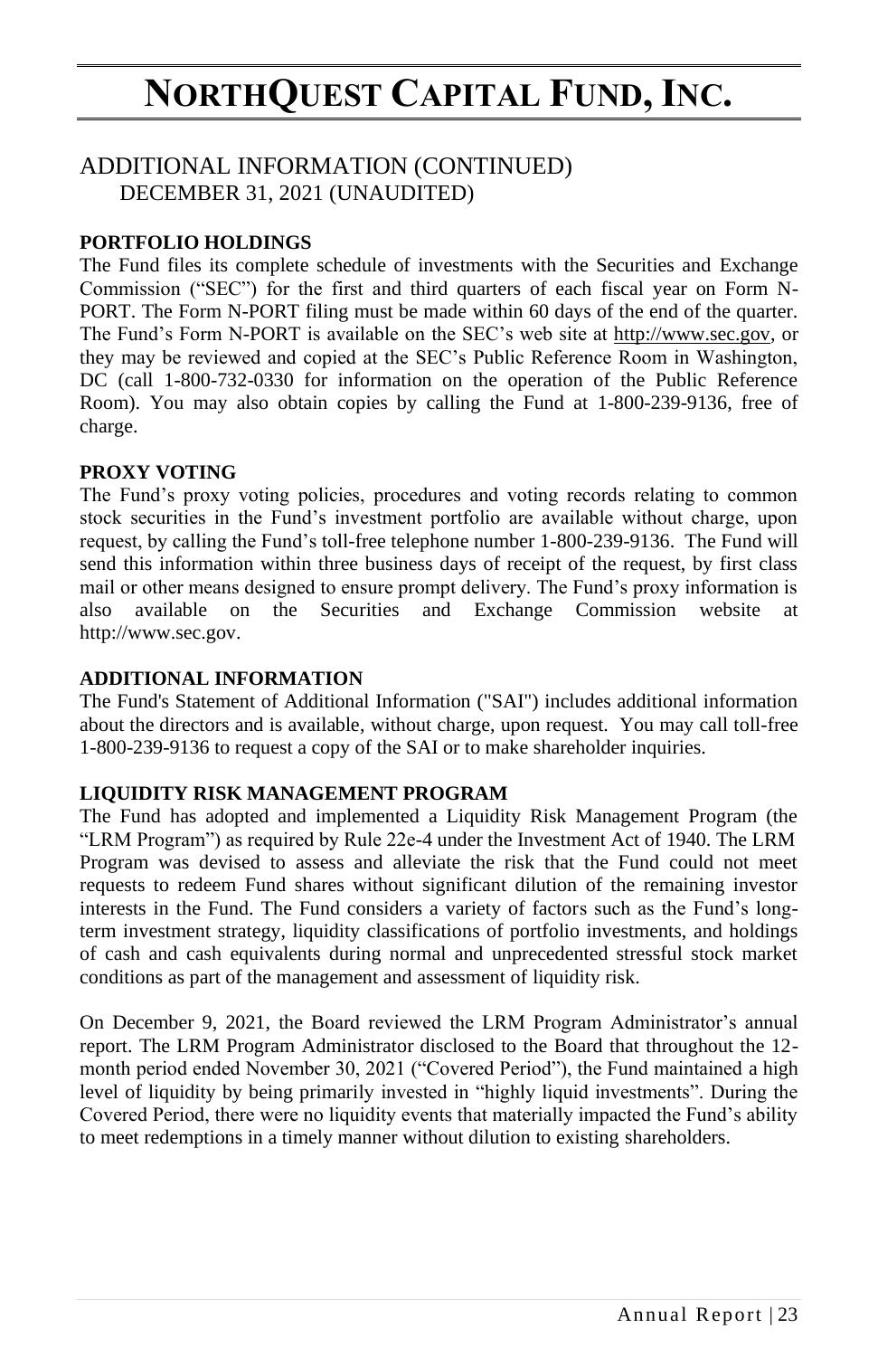## ADDITIONAL INFORMATION (CONTINUED)

DECEMBER 31, 2021 (UNAUDITED)

**PORTFOLIO HOLDINGS**

The Fund files its complete schedule of investments with the Securities and Exchange Commission ("SEC") for the first and third quarters of each fiscal year on Form N-PORT. The Form N-PORT filing must be made within 60 days of the end of the quarter. The Fund's Form N-PORT is available on the SEC's web site at http://www.sec.gov, or they may be reviewed and copied at the SEC's Public Reference Room in Washington, DC (call 1-800-732-0330 for information on the operation of the Public Reference Room). You may also obtain copies by calling the Fund at 1-800-239-9136, free of charge.

**PROXY VOTING**

The Fund's proxy voting policies, procedures and voting records relating to common stock securities in the Fund's investment portfolio are available without charge, upon request, by calling the Fund's toll-free telephone number 1-800-239-9136. The Fund will send this information within three business days of receipt of the request, by first class mail or other means designed to ensure prompt delivery. The Fund's proxy information is also available on the Securities and Exchange Commission website at http://www.sec.gov.

**ADDITIONAL INFORMATION**

The Fund's Statement of Additional Information ("SAI") includes additional information about the directors and is available, without charge, upon request. You may call toll-free 1-800-239-9136 to request a copy of the SAI or to make shareholder inquiries.

**LIQUIDITY RISK MANAGEMENT PROGRAM**

The Fund has adopted and implemented a Liquidity Risk Management Program (the "LRM Program") as required by Rule 22e-4 under the Investment Act of 1940. The LRM Program was devised to assess and alleviate the risk that the Fund could not meet requests to redeem Fund shares without significant dilution of the remaining investor interests in the Fund. The Fund considers a variety of factors such as the Fund's long-term investment strategy, liquidity classifications of portfolio investments, and holdings of cash and cash equivalents during normal and unprecedented stressful stock market conditions as part of the management and assessment of liquidity risk.

On December 9, 2021, the Board reviewed the LRM Program Administrator's annual report. The LRM Program Administrator disclosed to the Board that throughout the 12-month period ended November 30, 2021 ("Covered Period"), the Fund maintained a high level of liquidity by being primarily invested in "highly liquid investments". During the Covered Period, there were no liquidity events that materially impacted the Fund's ability to meet redemptions in a timely manner without dilution to existing shareholders.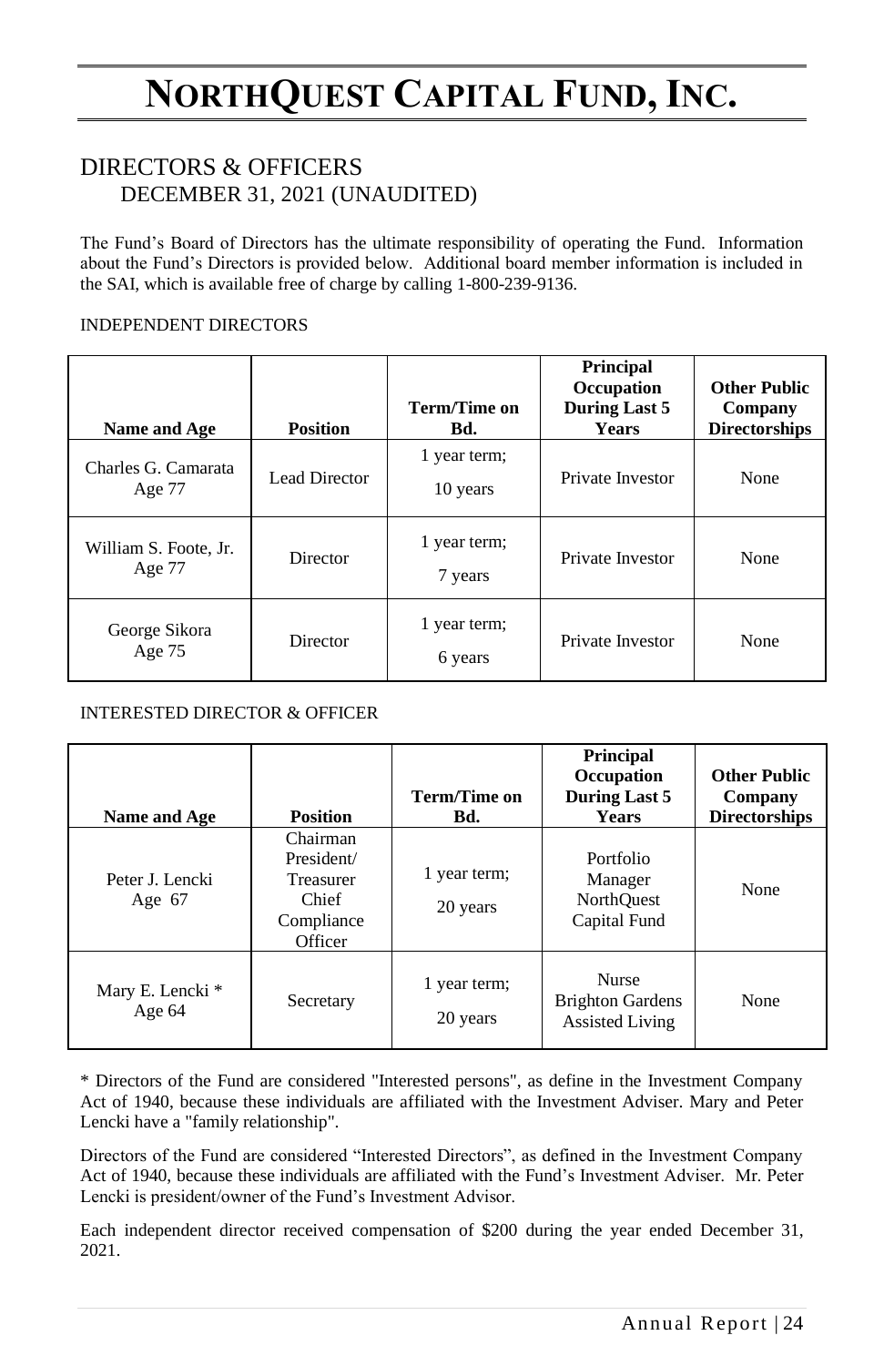# NORTHQUEST CAPITAL FUND, INC.

## DIRECTORS & OFFICERS
### DECEMBER 31, 2021 (UNAUDITED)

The Fund's Board of Directors has the ultimate responsibility of operating the Fund. Information about the Fund's Directors is provided below. Additional board member information is included in the SAI, which is available free of charge by calling 1-800-239-9136.

INDEPENDENT DIRECTORS

| Name and Age | Position | Term/Time on Bd. | Principal Occupation During Last 5 Years | Other Public Company Directorships |
|---|---|---|---|---|
| Charles G. Camarata Age 77 | Lead Director | 1 year term; 10 years | Private Investor | None |
| William S. Foote, Jr. Age 77 | Director | 1 year term; 7 years | Private Investor | None |
| George Sikora Age 75 | Director | 1 year term; 6 years | Private Investor | None |

INTERESTED DIRECTOR & OFFICER

| Name and Age | Position | Term/Time on Bd. | Principal Occupation During Last 5 Years | Other Public Company Directorships |
|---|---|---|---|---|
| Peter J. Lencki Age 67 | Chairman President/ Treasurer Chief Compliance Officer | 1 year term; 20 years | Portfolio Manager NorthQuest Capital Fund | None |
| Mary E. Lencki * Age 64 | Secretary | 1 year term; 20 years | Nurse Brighton Gardens Assisted Living | None |

* Directors of the Fund are considered "Interested persons", as define in the Investment Company Act of 1940, because these individuals are affiliated with the Investment Adviser. Mary and Peter Lencki have a "family relationship".

Directors of the Fund are considered "Interested Directors", as defined in the Investment Company Act of 1940, because these individuals are affiliated with the Fund's Investment Adviser. Mr. Peter Lencki is president/owner of the Fund's Investment Advisor.

Each independent director received compensation of $200 during the year ended December 31, 2021.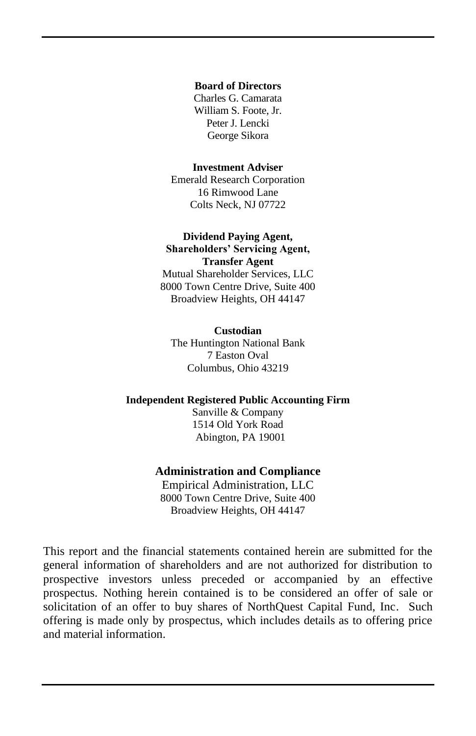**Board of Directors**
Charles G. Camarata
William S. Foote, Jr.
Peter J. Lencki
George Sikora

**Investment Adviser**
Emerald Research Corporation
16 Rimwood Lane
Colts Neck, NJ 07722

**Dividend Paying Agent,**
**Shareholders' Servicing Agent,**
**Transfer Agent**
Mutual Shareholder Services, LLC
8000 Town Centre Drive, Suite 400
Broadview Heights, OH 44147

**Custodian**
The Huntington National Bank
7 Easton Oval
Columbus, Ohio 43219

**Independent Registered Public Accounting Firm**
Sanville & Company
1514 Old York Road
Abington, PA 19001

**Administration and Compliance**
Empirical Administration, LLC
8000 Town Centre Drive, Suite 400
Broadview Heights, OH 44147

This report and the financial statements contained herein are submitted for the general information of shareholders and are not authorized for distribution to prospective investors unless preceded or accompanied by an effective prospectus. Nothing herein contained is to be considered an offer of sale or solicitation of an offer to buy shares of NorthQuest Capital Fund, Inc. Such offering is made only by prospectus, which includes details as to offering price and material information.